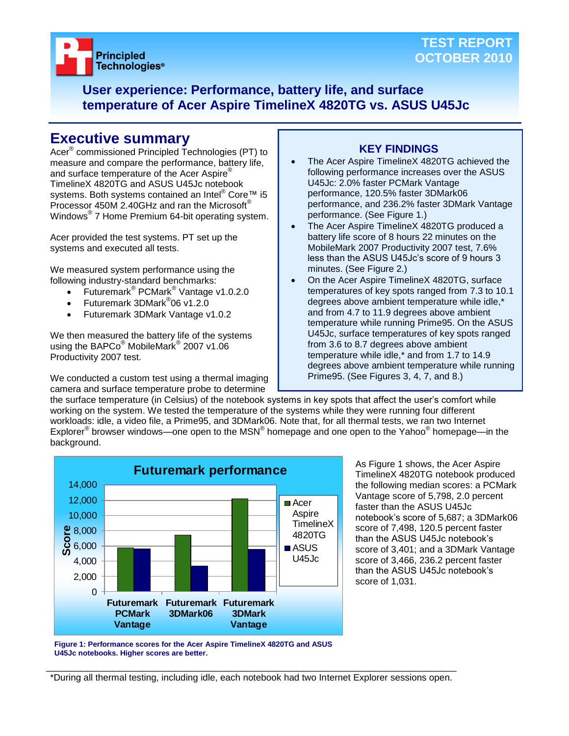# TEST REPORT OCTOBER 2010

## User experience: Performance, battery life, and surface temperature of Acer Aspire TimelineX 4820TG vs. ASUS U45Jc

## Executive summary

Acer® commissioned Principled Technologies (PT) to measure and compare the performance, battery life, and surface temperature of the Acer Aspire® TimelineX 4820TG and ASUS U45Jc notebook systems. Both systems contained an Intel® Core™ i5 Processor 450M 2.40GHz and ran the Microsoft® Windows® 7 Home Premium 64-bit operating system.

Acer provided the test systems. PT set up the systems and executed all tests.

We measured system performance using the following industry-standard benchmarks:

- Futuremark® PCMark® Vantage v1.0.2.0
- Futuremark 3DMark®06 v1.2.0
- Futuremark 3DMark Vantage v1.0.2

We then measured the battery life of the systems using the BAPCo® MobileMark® 2007 v1.06 Productivity 2007 test.

We conducted a custom test using a thermal imaging camera and surface temperature probe to determine the surface temperature (in Celsius) of the notebook systems in key spots that affect the user's comfort while working on the system. We tested the temperature of the systems while they were running four different workloads: idle, a video file, a Prime95, and 3DMark06. Note that, for all thermal tests, we ran two Internet Explorer® browser windows—one open to the MSN® homepage and one open to the Yahoo® homepage—in the background.

### KEY FINDINGS

- The Acer Aspire TimelineX 4820TG achieved the following performance increases over the ASUS U45Jc: 2.0% faster PCMark Vantage performance, 120.5% faster 3DMark06 performance, and 236.2% faster 3DMark Vantage performance. (See Figure 1.)
- The Acer Aspire TimelineX 4820TG produced a battery life score of 8 hours 22 minutes on the MobileMark 2007 Productivity 2007 test, 7.6% less than the ASUS U45Jc's score of 9 hours 3 minutes. (See Figure 2.)
- On the Acer Aspire TimelineX 4820TG, surface temperatures of key spots ranged from 7.3 to 10.1 degrees above ambient temperature while idle,* and from 4.7 to 11.9 degrees above ambient temperature while running Prime95. On the ASUS U45Jc, surface temperatures of key spots ranged from 3.6 to 8.7 degrees above ambient temperature while idle,* and from 1.7 to 14.9 degrees above ambient temperature while running Prime95. (See Figures 3, 4, 7, and 8.)

**Futuremark performance**

| Benchmark | Acer Aspire TimelineX 4820TG | ASUS U45Jc |
|---|---|---|
| Futuremark PCMark Vantage | 5,798 | 5,687 |
| Futuremark 3DMark06 | 7,498 | 3,401 |
| Futuremark 3DMark Vantage | 3,466 | 1,031 |

**Figure 1: Performance scores for the Acer Aspire TimelineX 4820TG and ASUS U45Jc notebooks. Higher scores are better.**

As Figure 1 shows, the Acer Aspire TimelineX 4820TG notebook produced the following median scores: a PCMark Vantage score of 5,798, 2.0 percent faster than the ASUS U45Jc notebook's score of 5,687; a 3DMark06 score of 7,498, 120.5 percent faster than the ASUS U45Jc notebook's score of 3,401; and a 3DMark Vantage score of 3,466, 236.2 percent faster than the ASUS U45Jc notebook's score of 1,031.

*During all thermal testing, including idle, each notebook had two Internet Explorer sessions open.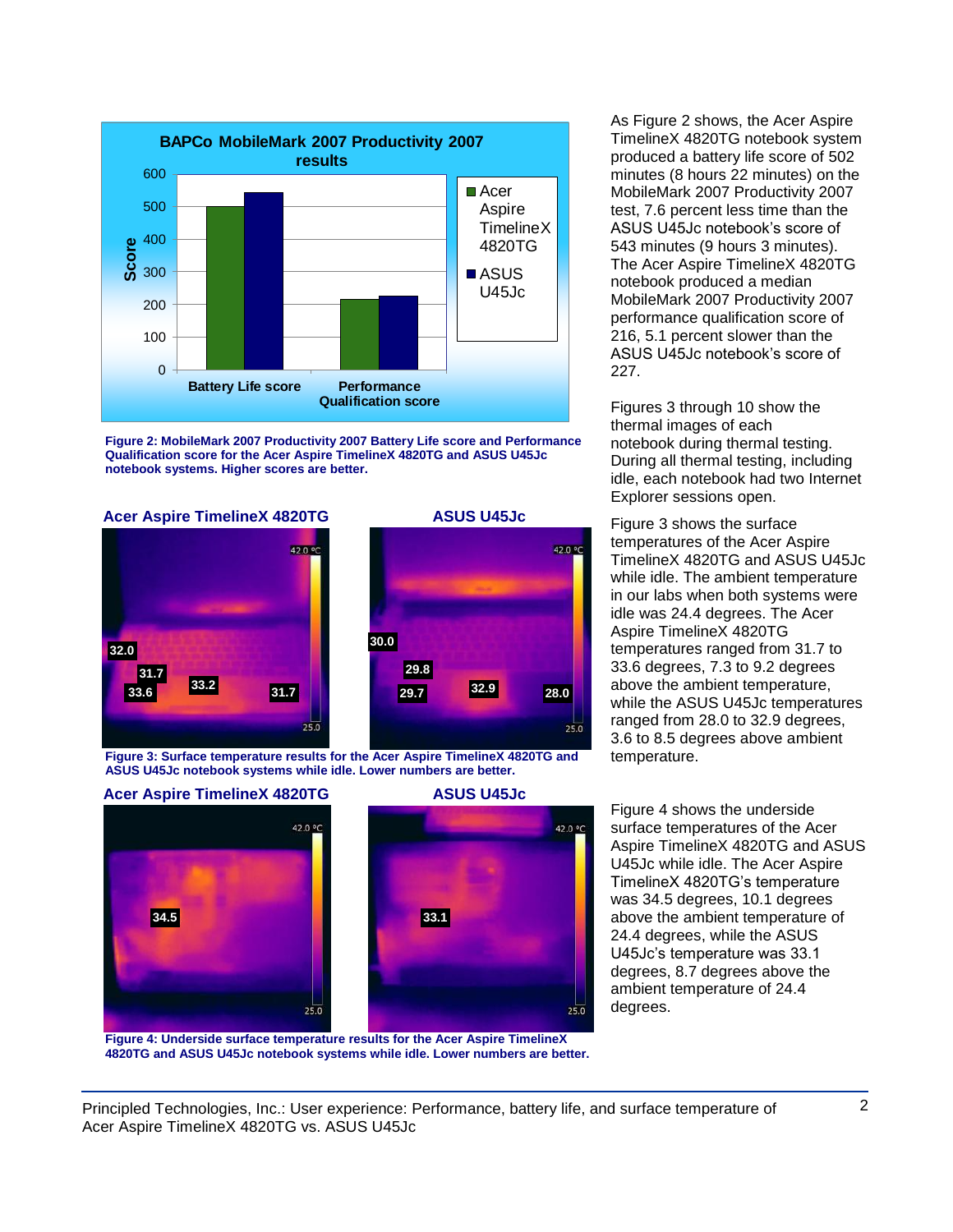As Figure 2 shows, the Acer Aspire TimelineX 4820TG notebook system produced a battery life score of 502 minutes (8 hours 22 minutes) on the MobileMark 2007 Productivity 2007 test, 7.6 percent less time than the ASUS U45Jc notebook's score of 543 minutes (9 hours 3 minutes). The Acer Aspire TimelineX 4820TG notebook produced a median MobileMark 2007 Productivity 2007 performance qualification score of 216, 5.1 percent slower than the ASUS U45Jc notebook's score of 227.

**BAPCo MobileMark 2007 Productivity 2007 results**

| | Acer Aspire TimelineX 4820TG | ASUS U45Jc |
|---|---|---|
| Battery Life score | 502 | 543 |
| Performance Qualification score | 216 | 227 |

**Figure 2: MobileMark 2007 Productivity 2007 Battery Life score and Performance Qualification score for the Acer Aspire TimelineX 4820TG and ASUS U45Jc notebook systems. Higher scores are better.**

Figures 3 through 10 show the thermal images of each notebook during thermal testing. During all thermal testing, including idle, each notebook had two Internet Explorer sessions open.

Figure 3 shows the surface temperatures of the Acer Aspire TimelineX 4820TG and ASUS U45Jc while idle. The ambient temperature in our labs when both systems were idle was 24.4 degrees. The Acer Aspire TimelineX 4820TG temperatures ranged from 31.7 to 33.6 degrees, 7.3 to 9.2 degrees above the ambient temperature, while the ASUS U45Jc temperatures ranged from 28.0 to 32.9 degrees, 3.6 to 8.5 degrees above ambient temperature.

**Acer Aspire TimelineX 4820TG** | **ASUS U45Jc**

**Figure 3: Surface temperature results for the Acer Aspire TimelineX 4820TG and ASUS U45Jc notebook systems while idle. Lower numbers are better.**

Figure 4 shows the underside surface temperatures of the Acer Aspire TimelineX 4820TG and ASUS U45Jc while idle. The Acer Aspire TimelineX 4820TG's temperature was 34.5 degrees, 10.1 degrees above the ambient temperature of 24.4 degrees, while the ASUS U45Jc's temperature was 33.1 degrees, 8.7 degrees above the ambient temperature of 24.4 degrees.

**Acer Aspire TimelineX 4820TG** | **ASUS U45Jc**

**Figure 4: Underside surface temperature results for the Acer Aspire TimelineX 4820TG and ASUS U45Jc notebook systems while idle. Lower numbers are better.**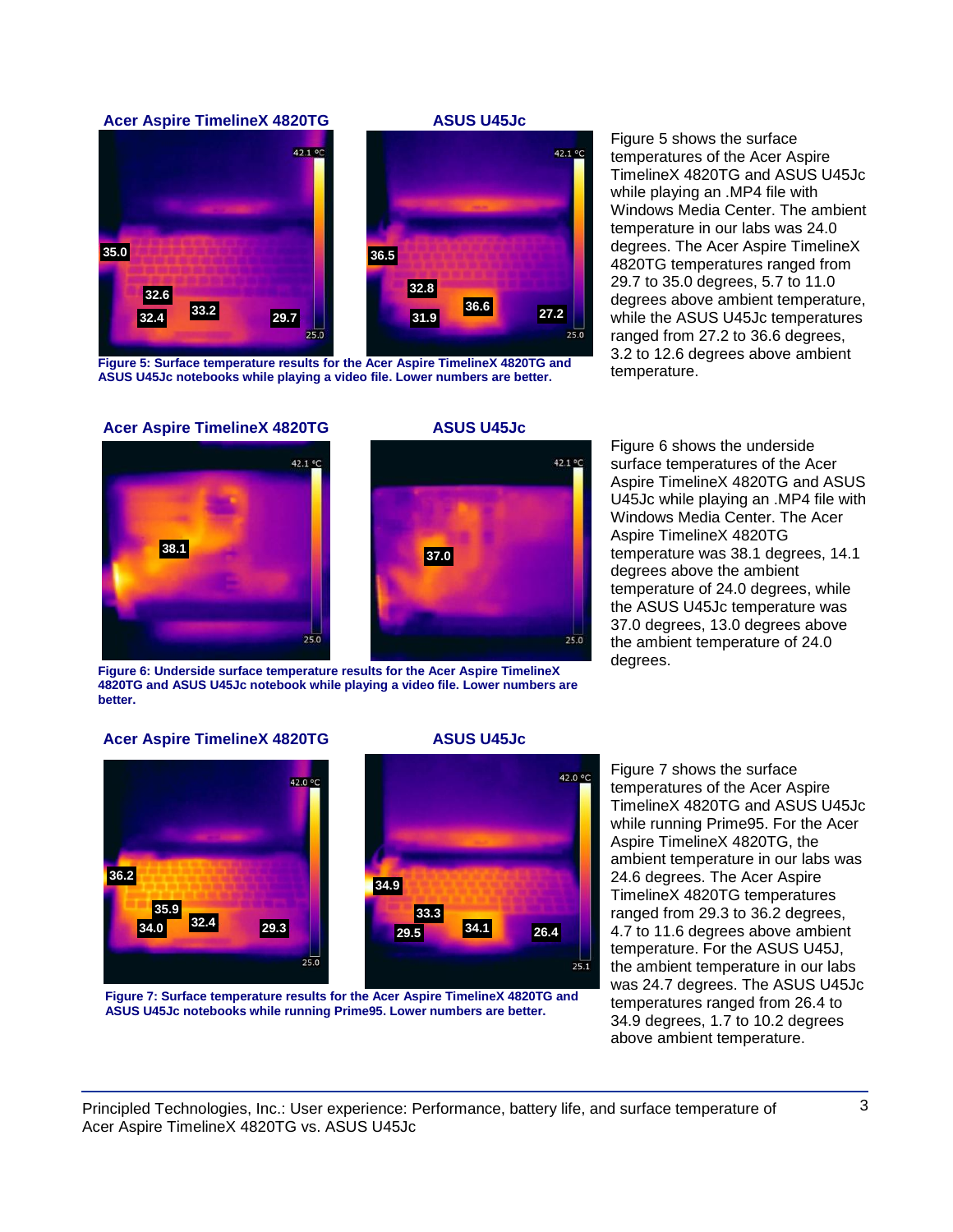**Acer Aspire TimelineX 4820TG** | **ASUS U45Jc**

**Figure 5: Surface temperature results for the Acer Aspire TimelineX 4820TG and ASUS U45Jc notebooks while playing a video file. Lower numbers are better.**

Figure 5 shows the surface temperatures of the Acer Aspire TimelineX 4820TG and ASUS U45Jc while playing an .MP4 file with Windows Media Center. The ambient temperature in our labs was 24.0 degrees. The Acer Aspire TimelineX 4820TG temperatures ranged from 29.7 to 35.0 degrees, 5.7 to 11.0 degrees above ambient temperature, while the ASUS U45Jc temperatures ranged from 27.2 to 36.6 degrees, 3.2 to 12.6 degrees above ambient temperature.

**Acer Aspire TimelineX 4820TG** | **ASUS U45Jc**

**Figure 6: Underside surface temperature results for the Acer Aspire TimelineX 4820TG and ASUS U45Jc notebook while playing a video file. Lower numbers are better.**

Figure 6 shows the underside surface temperatures of the Acer Aspire TimelineX 4820TG and ASUS U45Jc while playing an .MP4 file with Windows Media Center. The Acer Aspire TimelineX 4820TG temperature was 38.1 degrees, 14.1 degrees above the ambient temperature of 24.0 degrees, while the ASUS U45Jc temperature was 37.0 degrees, 13.0 degrees above the ambient temperature of 24.0 degrees.

**Acer Aspire TimelineX 4820TG** | **ASUS U45Jc**

**Figure 7: Surface temperature results for the Acer Aspire TimelineX 4820TG and ASUS U45Jc notebooks while running Prime95. Lower numbers are better.**

Figure 7 shows the surface temperatures of the Acer Aspire TimelineX 4820TG and ASUS U45Jc while running Prime95. For the Acer Aspire TimelineX 4820TG, the ambient temperature in our labs was 24.6 degrees. The Acer Aspire TimelineX 4820TG temperatures ranged from 29.3 to 36.2 degrees, 4.7 to 11.6 degrees above ambient temperature. For the ASUS U45J, the ambient temperature in our labs was 24.7 degrees. The ASUS U45Jc temperatures ranged from 26.4 to 34.9 degrees, 1.7 to 10.2 degrees above ambient temperature.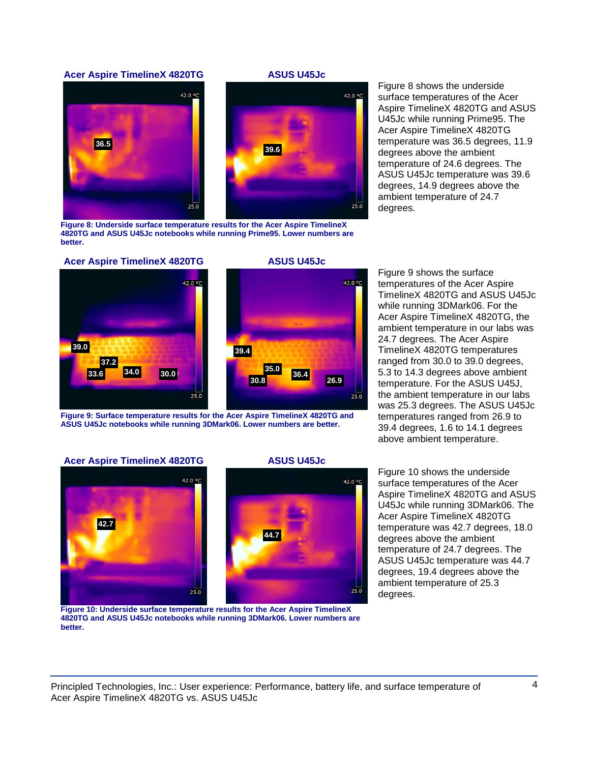Figure 8 shows the underside surface temperatures of the Acer Aspire TimelineX 4820TG and ASUS U45Jc while running Prime95. The Acer Aspire TimelineX 4820TG temperature was 36.5 degrees, 11.9 degrees above the ambient temperature of 24.6 degrees. The ASUS U45Jc temperature was 39.6 degrees, 14.9 degrees above the ambient temperature of 24.7 degrees.

**Figure 8: Underside surface temperature results for the Acer Aspire TimelineX 4820TG and ASUS U45Jc notebooks while running Prime95. Lower numbers are better.**

Figure 9 shows the surface temperatures of the Acer Aspire TimelineX 4820TG and ASUS U45Jc while running 3DMark06. For the Acer Aspire TimelineX 4820TG, the ambient temperature in our labs was 24.7 degrees. The Acer Aspire TimelineX 4820TG temperatures ranged from 30.0 to 39.0 degrees, 5.3 to 14.3 degrees above ambient temperature. For the ASUS U45J, the ambient temperature in our labs was 25.3 degrees. The ASUS U45Jc temperatures ranged from 26.9 to 39.4 degrees, 1.6 to 14.1 degrees above ambient temperature.

**Figure 9: Surface temperature results for the Acer Aspire TimelineX 4820TG and ASUS U45Jc notebooks while running 3DMark06. Lower numbers are better.**

Figure 10 shows the underside surface temperatures of the Acer Aspire TimelineX 4820TG and ASUS U45Jc while running 3DMark06. The Acer Aspire TimelineX 4820TG temperature was 42.7 degrees, 18.0 degrees above the ambient temperature of 24.7 degrees. The ASUS U45Jc temperature was 44.7 degrees, 19.4 degrees above the ambient temperature of 25.3 degrees.

**Figure 10: Underside surface temperature results for the Acer Aspire TimelineX 4820TG and ASUS U45Jc notebooks while running 3DMark06. Lower numbers are better.**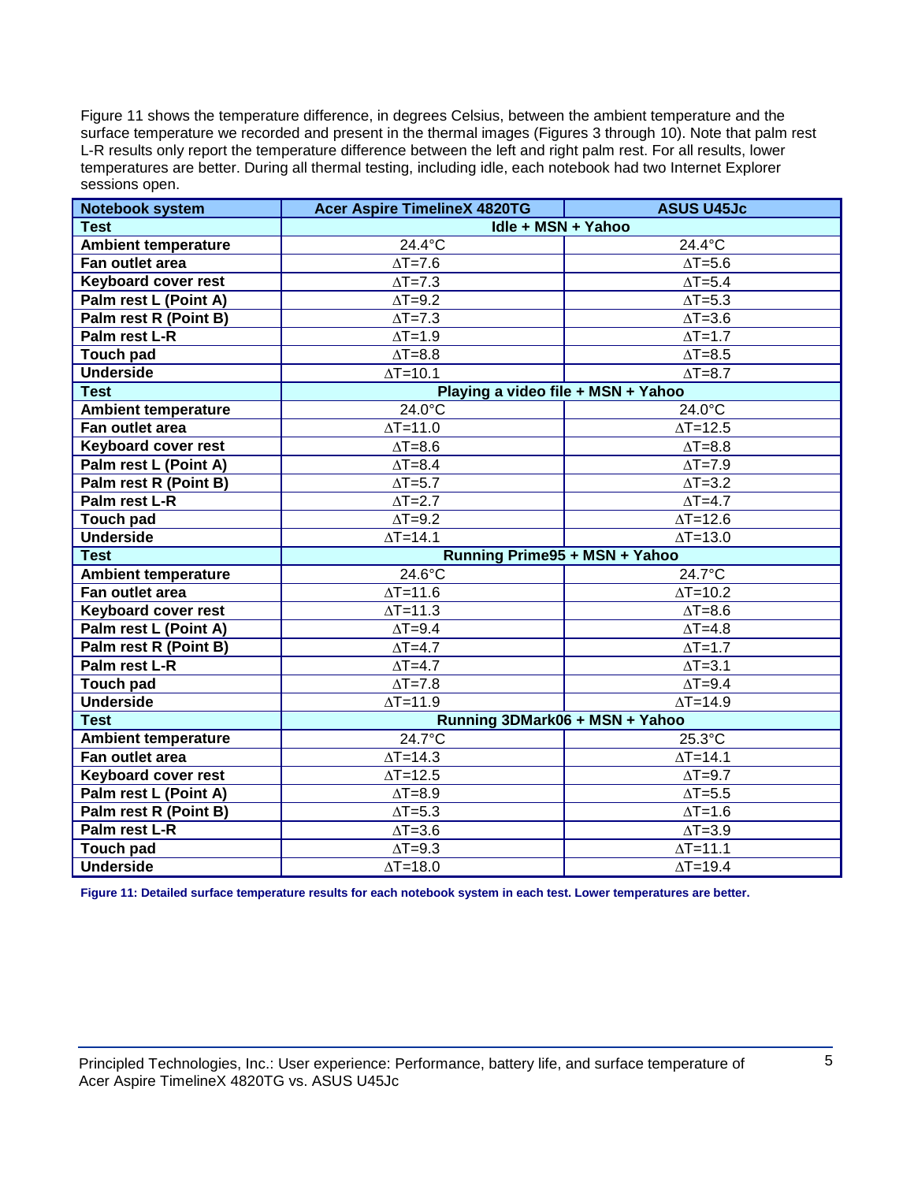Figure 11 shows the temperature difference, in degrees Celsius, between the ambient temperature and the surface temperature we recorded and present in the thermal images (Figures 3 through 10). Note that palm rest L-R results only report the temperature difference between the left and right palm rest. For all results, lower temperatures are better. During all thermal testing, including idle, each notebook had two Internet Explorer sessions open.

| Notebook system | Acer Aspire TimelineX 4820TG | ASUS U45Jc |
|---|---|---|
| **Test** | **Idle + MSN + Yahoo** | |
| **Ambient temperature** | 24.4°C | 24.4°C |
| **Fan outlet area** | ∆T=7.6 | ∆T=5.6 |
| **Keyboard cover rest** | ∆T=7.3 | ∆T=5.4 |
| **Palm rest L (Point A)** | ∆T=9.2 | ∆T=5.3 |
| **Palm rest R (Point B)** | ∆T=7.3 | ∆T=3.6 |
| **Palm rest L-R** | ∆T=1.9 | ∆T=1.7 |
| **Touch pad** | ∆T=8.8 | ∆T=8.5 |
| **Underside** | ∆T=10.1 | ∆T=8.7 |
| **Test** | **Playing a video file + MSN + Yahoo** | |
| **Ambient temperature** | 24.0°C | 24.0°C |
| **Fan outlet area** | ∆T=11.0 | ∆T=12.5 |
| **Keyboard cover rest** | ∆T=8.6 | ∆T=8.8 |
| **Palm rest L (Point A)** | ∆T=8.4 | ∆T=7.9 |
| **Palm rest R (Point B)** | ∆T=5.7 | ∆T=3.2 |
| **Palm rest L-R** | ∆T=2.7 | ∆T=4.7 |
| **Touch pad** | ∆T=9.2 | ∆T=12.6 |
| **Underside** | ∆T=14.1 | ∆T=13.0 |
| **Test** | **Running Prime95 + MSN + Yahoo** | |
| **Ambient temperature** | 24.6°C | 24.7°C |
| **Fan outlet area** | ∆T=11.6 | ∆T=10.2 |
| **Keyboard cover rest** | ∆T=11.3 | ∆T=8.6 |
| **Palm rest L (Point A)** | ∆T=9.4 | ∆T=4.8 |
| **Palm rest R (Point B)** | ∆T=4.7 | ∆T=1.7 |
| **Palm rest L-R** | ∆T=4.7 | ∆T=3.1 |
| **Touch pad** | ∆T=7.8 | ∆T=9.4 |
| **Underside** | ∆T=11.9 | ∆T=14.9 |
| **Test** | **Running 3DMark06 + MSN + Yahoo** | |
| **Ambient temperature** | 24.7°C | 25.3°C |
| **Fan outlet area** | ∆T=14.3 | ∆T=14.1 |
| **Keyboard cover rest** | ∆T=12.5 | ∆T=9.7 |
| **Palm rest L (Point A)** | ∆T=8.9 | ∆T=5.5 |
| **Palm rest R (Point B)** | ∆T=5.3 | ∆T=1.6 |
| **Palm rest L-R** | ∆T=3.6 | ∆T=3.9 |
| **Touch pad** | ∆T=9.3 | ∆T=11.1 |
| **Underside** | ∆T=18.0 | ∆T=19.4 |

**Figure 11: Detailed surface temperature results for each notebook system in each test. Lower temperatures are better.**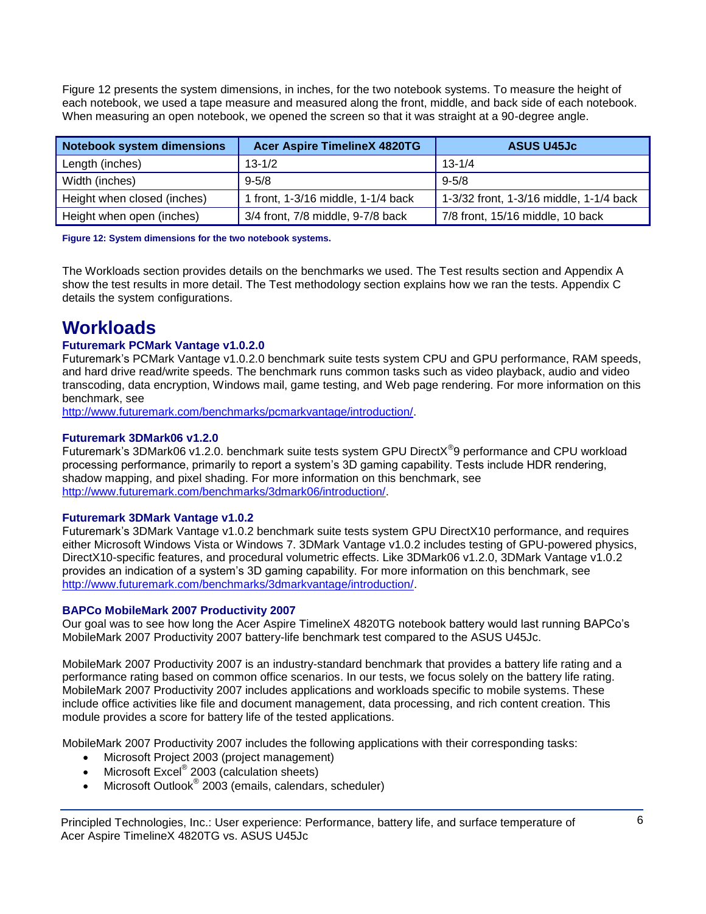Figure 12 presents the system dimensions, in inches, for the two notebook systems. To measure the height of each notebook, we used a tape measure and measured along the front, middle, and back side of each notebook. When measuring an open notebook, we opened the screen so that it was straight at a 90-degree angle.

| Notebook system dimensions | Acer Aspire TimelineX 4820TG | ASUS U45Jc |
|---|---|---|
| Length (inches) | 13-1/2 | 13-1/4 |
| Width (inches) | 9-5/8 | 9-5/8 |
| Height when closed (inches) | 1 front, 1-3/16 middle, 1-1/4 back | 1-3/32 front, 1-3/16 middle, 1-1/4 back |
| Height when open (inches) | 3/4 front, 7/8 middle, 9-7/8 back | 7/8 front, 15/16 middle, 10 back |

**Figure 12: System dimensions for the two notebook systems.**

The Workloads section provides details on the benchmarks we used. The Test results section and Appendix A show the test results in more detail. The Test methodology section explains how we ran the tests. Appendix C details the system configurations.

# Workloads

### Futuremark PCMark Vantage v1.0.2.0

Futuremark's PCMark Vantage v1.0.2.0 benchmark suite tests system CPU and GPU performance, RAM speeds, and hard drive read/write speeds. The benchmark runs common tasks such as video playback, audio and video transcoding, data encryption, Windows mail, game testing, and Web page rendering. For more information on this benchmark, see http://www.futuremark.com/benchmarks/pcmarkvantage/introduction/.

### Futuremark 3DMark06 v1.2.0

Futuremark's 3DMark06 v1.2.0. benchmark suite tests system GPU DirectX® 9 performance and CPU workload processing performance, primarily to report a system's 3D gaming capability. Tests include HDR rendering, shadow mapping, and pixel shading. For more information on this benchmark, see http://www.futuremark.com/benchmarks/3dmark06/introduction/.

### Futuremark 3DMark Vantage v1.0.2

Futuremark's 3DMark Vantage v1.0.2 benchmark suite tests system GPU DirectX10 performance, and requires either Microsoft Windows Vista or Windows 7. 3DMark Vantage v1.0.2 includes testing of GPU-powered physics, DirectX10-specific features, and procedural volumetric effects. Like 3DMark06 v1.2.0, 3DMark Vantage v1.0.2 provides an indication of a system's 3D gaming capability. For more information on this benchmark, see http://www.futuremark.com/benchmarks/3dmarkvantage/introduction/.

### BAPCo MobileMark 2007 Productivity 2007

Our goal was to see how long the Acer Aspire TimelineX 4820TG notebook battery would last running BAPCo's MobileMark 2007 Productivity 2007 battery-life benchmark test compared to the ASUS U45Jc.

MobileMark 2007 Productivity 2007 is an industry-standard benchmark that provides a battery life rating and a performance rating based on common office scenarios. In our tests, we focus solely on the battery life rating. MobileMark 2007 Productivity 2007 includes applications and workloads specific to mobile systems. These include office activities like file and document management, data processing, and rich content creation. This module provides a score for battery life of the tested applications.

MobileMark 2007 Productivity 2007 includes the following applications with their corresponding tasks:

- Microsoft Project 2003 (project management)
- Microsoft Excel® 2003 (calculation sheets)
- Microsoft Outlook® 2003 (emails, calendars, scheduler)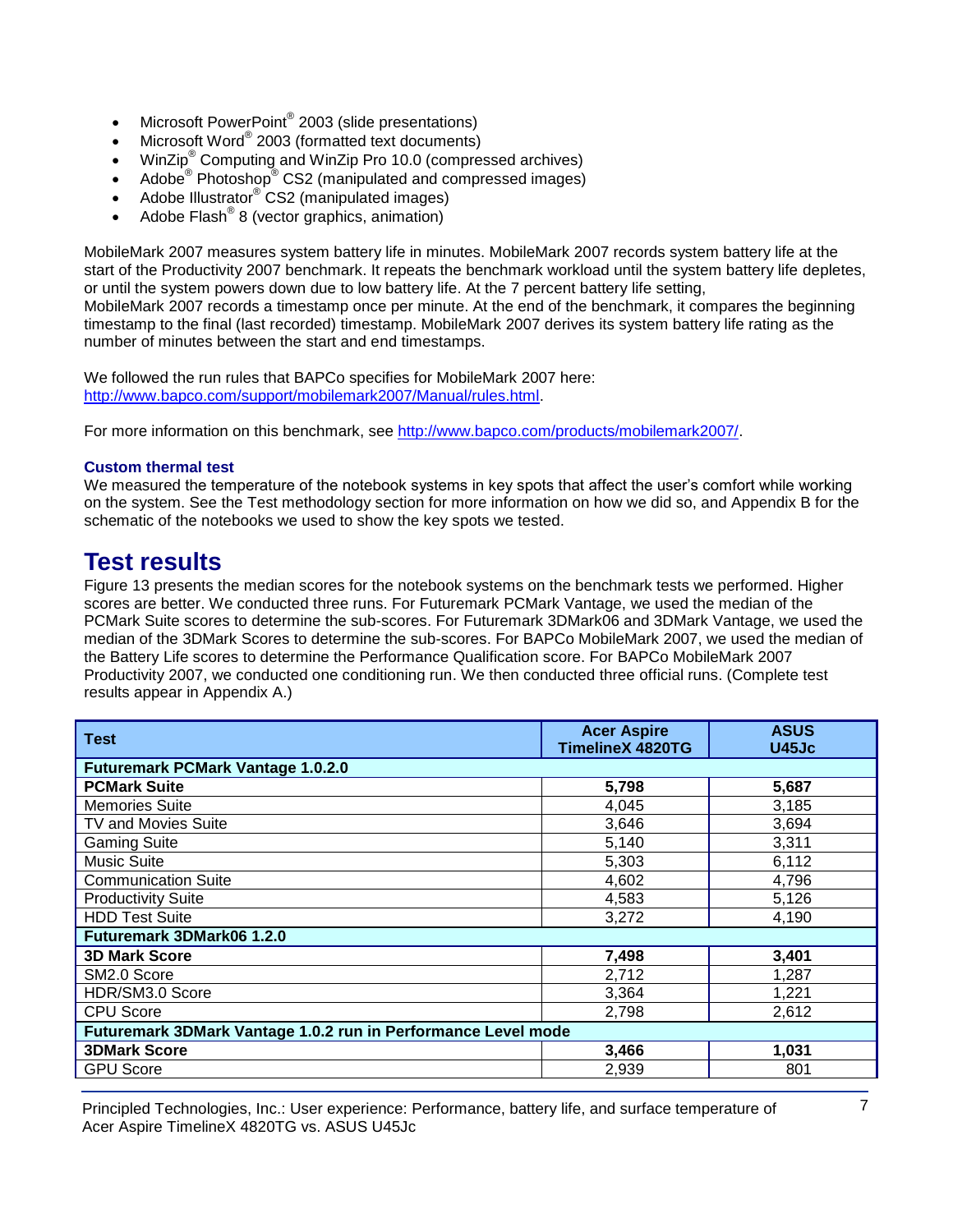- Microsoft PowerPoint® 2003 (slide presentations)
- Microsoft Word® 2003 (formatted text documents)
- WinZip® Computing and WinZip Pro 10.0 (compressed archives)
- Adobe® Photoshop® CS2 (manipulated and compressed images)
- Adobe Illustrator® CS2 (manipulated images)
- Adobe Flash® 8 (vector graphics, animation)

MobileMark 2007 measures system battery life in minutes. MobileMark 2007 records system battery life at the start of the Productivity 2007 benchmark. It repeats the benchmark workload until the system battery life depletes, or until the system powers down due to low battery life. At the 7 percent battery life setting, MobileMark 2007 records a timestamp once per minute. At the end of the benchmark, it compares the beginning timestamp to the final (last recorded) timestamp. MobileMark 2007 derives its system battery life rating as the number of minutes between the start and end timestamps.

We followed the run rules that BAPCo specifies for MobileMark 2007 here: http://www.bapco.com/support/mobilemark2007/Manual/rules.html.

For more information on this benchmark, see http://www.bapco.com/products/mobilemark2007/.

### Custom thermal test

We measured the temperature of the notebook systems in key spots that affect the user's comfort while working on the system. See the Test methodology section for more information on how we did so, and Appendix B for the schematic of the notebooks we used to show the key spots we tested.

# Test results

Figure 13 presents the median scores for the notebook systems on the benchmark tests we performed. Higher scores are better. We conducted three runs. For Futuremark PCMark Vantage, we used the median of the PCMark Suite scores to determine the sub-scores. For Futuremark 3DMark06 and 3DMark Vantage, we used the median of the 3DMark Scores to determine the sub-scores. For BAPCo MobileMark 2007, we used the median of the Battery Life scores to determine the Performance Qualification score. For BAPCo MobileMark 2007 Productivity 2007, we conducted one conditioning run. We then conducted three official runs. (Complete test results appear in Appendix A.)

| Test | Acer Aspire TimelineX 4820TG | ASUS U45Jc |
|---|---|---|
| **Futuremark PCMark Vantage 1.0.2.0** | | |
| **PCMark Suite** | **5,798** | **5,687** |
| Memories Suite | 4,045 | 3,185 |
| TV and Movies Suite | 3,646 | 3,694 |
| Gaming Suite | 5,140 | 3,311 |
| Music Suite | 5,303 | 6,112 |
| Communication Suite | 4,602 | 4,796 |
| Productivity Suite | 4,583 | 5,126 |
| HDD Test Suite | 3,272 | 4,190 |
| **Futuremark 3DMark06 1.2.0** | | |
| **3D Mark Score** | **7,498** | **3,401** |
| SM2.0 Score | 2,712 | 1,287 |
| HDR/SM3.0 Score | 3,364 | 1,221 |
| CPU Score | 2,798 | 2,612 |
| **Futuremark 3DMark Vantage 1.0.2 run in Performance Level mode** | | |
| **3DMark Score** | **3,466** | **1,031** |
| GPU Score | 2,939 | 801 |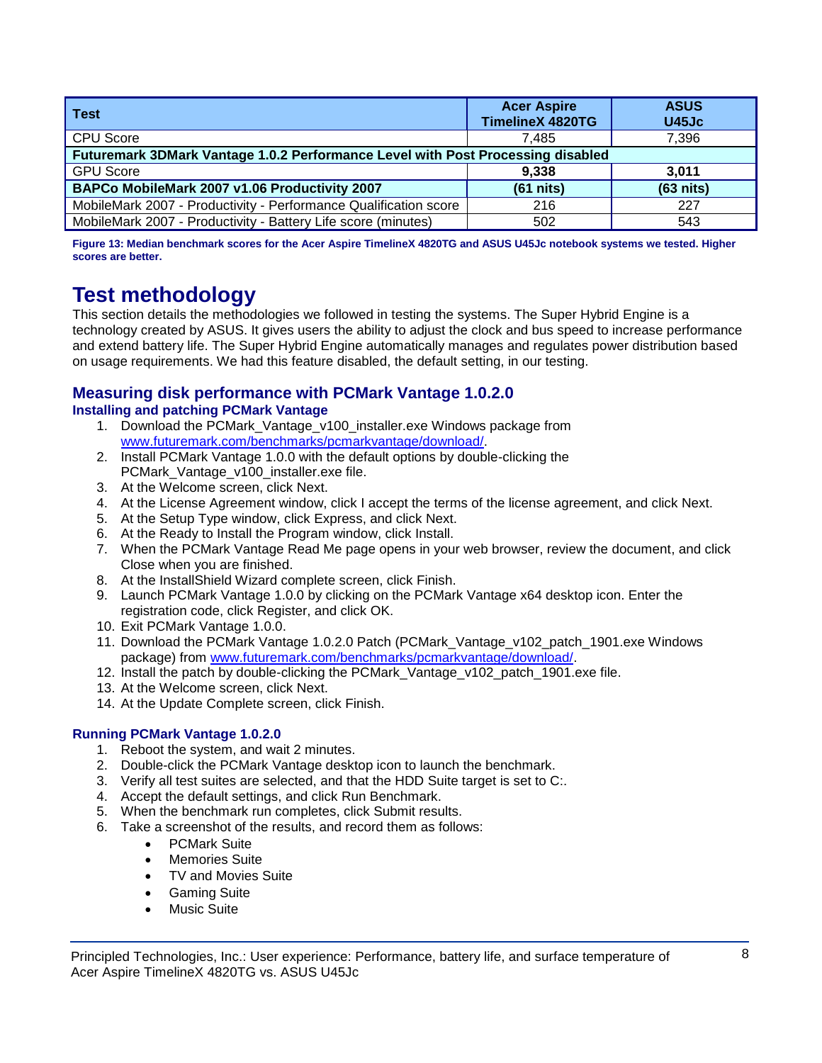| Test | Acer Aspire TimelineX 4820TG | ASUS U45Jc |
| --- | --- | --- |
| CPU Score | 7,485 | 7,396 |
| **Futuremark 3DMark Vantage 1.0.2 Performance Level with Post Processing disabled** | | |
| GPU Score | **9,338** | **3,011** |
| **BAPCo MobileMark 2007 v1.06 Productivity 2007** | **(61 nits)** | **(63 nits)** |
| MobileMark 2007 - Productivity - Performance Qualification score | 216 | 227 |
| MobileMark 2007 - Productivity - Battery Life score (minutes) | 502 | 543 |

**Figure 13: Median benchmark scores for the Acer Aspire TimelineX 4820TG and ASUS U45Jc notebook systems we tested. Higher scores are better.**

# Test methodology

This section details the methodologies we followed in testing the systems. The Super Hybrid Engine is a technology created by ASUS. It gives users the ability to adjust the clock and bus speed to increase performance and extend battery life. The Super Hybrid Engine automatically manages and regulates power distribution based on usage requirements. We had this feature disabled, the default setting, in our testing.

## Measuring disk performance with PCMark Vantage 1.0.2.0

### Installing and patching PCMark Vantage

1. Download the PCMark_Vantage_v100_installer.exe Windows package from www.futuremark.com/benchmarks/pcmarkvantage/download/.
2. Install PCMark Vantage 1.0.0 with the default options by double-clicking the PCMark_Vantage_v100_installer.exe file.
3. At the Welcome screen, click Next.
4. At the License Agreement window, click I accept the terms of the license agreement, and click Next.
5. At the Setup Type window, click Express, and click Next.
6. At the Ready to Install the Program window, click Install.
7. When the PCMark Vantage Read Me page opens in your web browser, review the document, and click Close when you are finished.
8. At the InstallShield Wizard complete screen, click Finish.
9. Launch PCMark Vantage 1.0.0 by clicking on the PCMark Vantage x64 desktop icon. Enter the registration code, click Register, and click OK.
10. Exit PCMark Vantage 1.0.0.
11. Download the PCMark Vantage 1.0.2.0 Patch (PCMark_Vantage_v102_patch_1901.exe Windows package) from www.futuremark.com/benchmarks/pcmarkvantage/download/.
12. Install the patch by double-clicking the PCMark_Vantage_v102_patch_1901.exe file.
13. At the Welcome screen, click Next.
14. At the Update Complete screen, click Finish.

### Running PCMark Vantage 1.0.2.0

1. Reboot the system, and wait 2 minutes.
2. Double-click the PCMark Vantage desktop icon to launch the benchmark.
3. Verify all test suites are selected, and that the HDD Suite target is set to C:.
4. Accept the default settings, and click Run Benchmark.
5. When the benchmark run completes, click Submit results.
6. Take a screenshot of the results, and record them as follows:
   - PCMark Suite
   - Memories Suite
   - TV and Movies Suite
   - Gaming Suite
   - Music Suite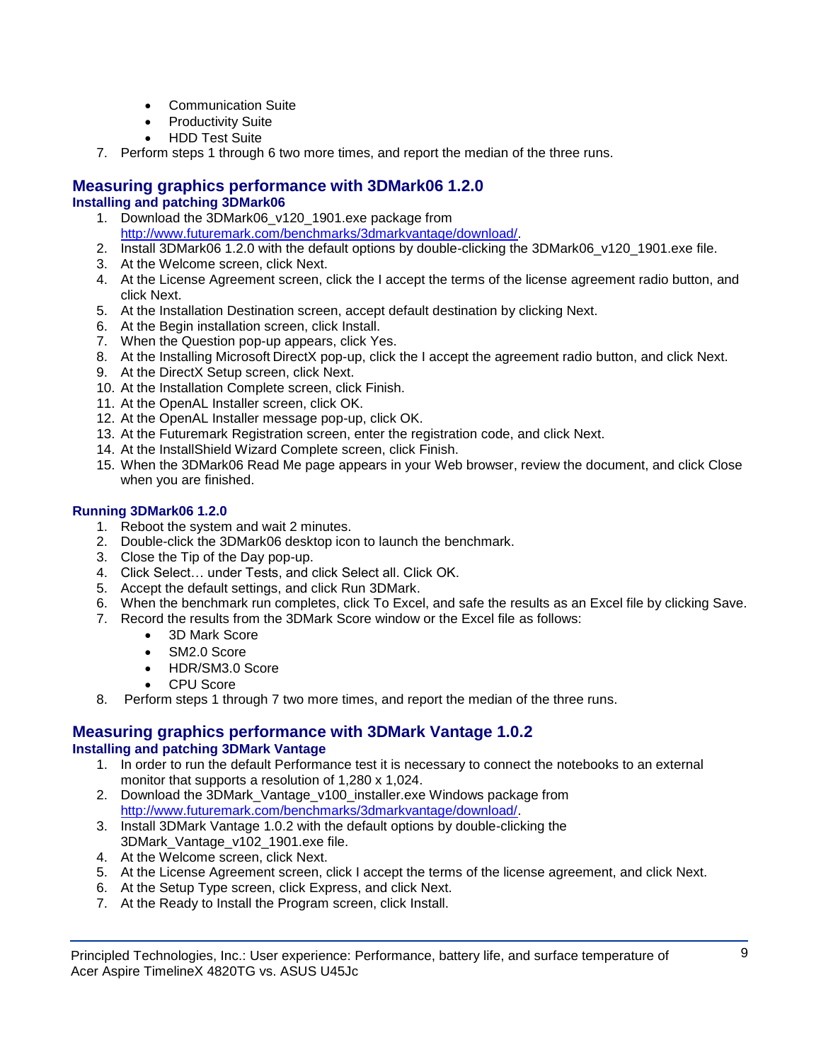- Communication Suite
- Productivity Suite
- HDD Test Suite

7. Perform steps 1 through 6 two more times, and report the median of the three runs.

## Measuring graphics performance with 3DMark06 1.2.0

### Installing and patching 3DMark06

1. Download the 3DMark06_v120_1901.exe package from http://www.futuremark.com/benchmarks/3dmarkvantage/download/.
2. Install 3DMark06 1.2.0 with the default options by double-clicking the 3DMark06_v120_1901.exe file.
3. At the Welcome screen, click Next.
4. At the License Agreement screen, click the I accept the terms of the license agreement radio button, and click Next.
5. At the Installation Destination screen, accept default destination by clicking Next.
6. At the Begin installation screen, click Install.
7. When the Question pop-up appears, click Yes.
8. At the Installing Microsoft DirectX pop-up, click the I accept the agreement radio button, and click Next.
9. At the DirectX Setup screen, click Next.
10. At the Installation Complete screen, click Finish.
11. At the OpenAL Installer screen, click OK.
12. At the OpenAL Installer message pop-up, click OK.
13. At the Futuremark Registration screen, enter the registration code, and click Next.
14. At the InstallShield Wizard Complete screen, click Finish.
15. When the 3DMark06 Read Me page appears in your Web browser, review the document, and click Close when you are finished.

### Running 3DMark06 1.2.0

1. Reboot the system and wait 2 minutes.
2. Double-click the 3DMark06 desktop icon to launch the benchmark.
3. Close the Tip of the Day pop-up.
4. Click Select… under Tests, and click Select all. Click OK.
5. Accept the default settings, and click Run 3DMark.
6. When the benchmark run completes, click To Excel, and safe the results as an Excel file by clicking Save.
7. Record the results from the 3DMark Score window or the Excel file as follows:
   - 3D Mark Score
   - SM2.0 Score
   - HDR/SM3.0 Score
   - CPU Score
8. Perform steps 1 through 7 two more times, and report the median of the three runs.

## Measuring graphics performance with 3DMark Vantage 1.0.2

### Installing and patching 3DMark Vantage

1. In order to run the default Performance test it is necessary to connect the notebooks to an external monitor that supports a resolution of 1,280 x 1,024.
2. Download the 3DMark_Vantage_v100_installer.exe Windows package from http://www.futuremark.com/benchmarks/3dmarkvantage/download/.
3. Install 3DMark Vantage 1.0.2 with the default options by double-clicking the 3DMark_Vantage_v102_1901.exe file.
4. At the Welcome screen, click Next.
5. At the License Agreement screen, click I accept the terms of the license agreement, and click Next.
6. At the Setup Type screen, click Express, and click Next.
7. At the Ready to Install the Program screen, click Install.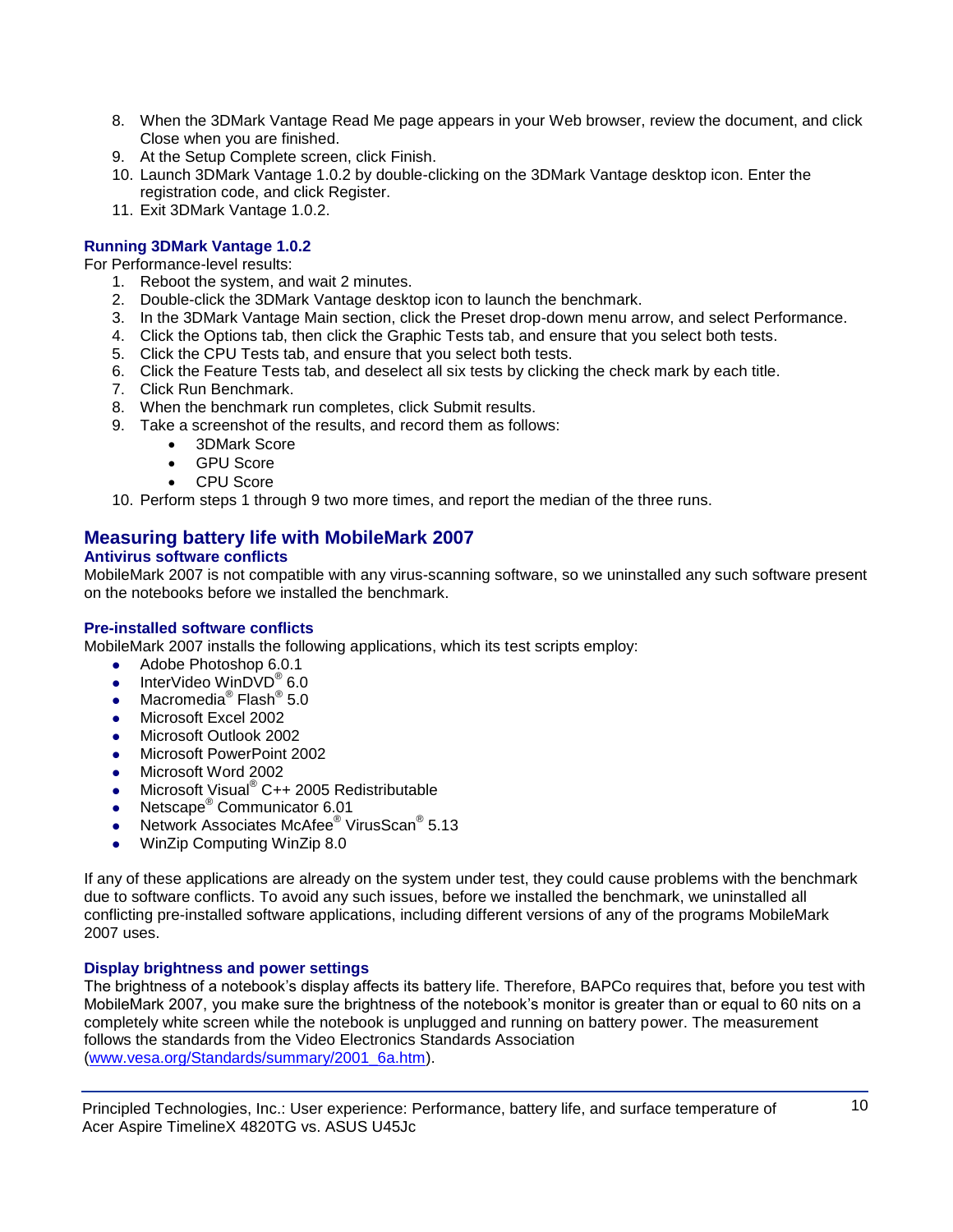8. When the 3DMark Vantage Read Me page appears in your Web browser, review the document, and click Close when you are finished.
9. At the Setup Complete screen, click Finish.
10. Launch 3DMark Vantage 1.0.2 by double-clicking on the 3DMark Vantage desktop icon. Enter the registration code, and click Register.
11. Exit 3DMark Vantage 1.0.2.

### Running 3DMark Vantage 1.0.2

For Performance-level results:

1. Reboot the system, and wait 2 minutes.
2. Double-click the 3DMark Vantage desktop icon to launch the benchmark.
3. In the 3DMark Vantage Main section, click the Preset drop-down menu arrow, and select Performance.
4. Click the Options tab, then click the Graphic Tests tab, and ensure that you select both tests.
5. Click the CPU Tests tab, and ensure that you select both tests.
6. Click the Feature Tests tab, and deselect all six tests by clicking the check mark by each title.
7. Click Run Benchmark.
8. When the benchmark run completes, click Submit results.
9. Take a screenshot of the results, and record them as follows:
    - 3DMark Score
    - GPU Score
    - CPU Score
10. Perform steps 1 through 9 two more times, and report the median of the three runs.

## Measuring battery life with MobileMark 2007

### Antivirus software conflicts

MobileMark 2007 is not compatible with any virus-scanning software, so we uninstalled any such software present on the notebooks before we installed the benchmark.

### Pre-installed software conflicts

MobileMark 2007 installs the following applications, which its test scripts employ:

- Adobe Photoshop 6.0.1
- InterVideo WinDVD® 6.0
- Macromedia® Flash® 5.0
- Microsoft Excel 2002
- Microsoft Outlook 2002
- Microsoft PowerPoint 2002
- Microsoft Word 2002
- Microsoft Visual® C++ 2005 Redistributable
- Netscape® Communicator 6.01
- Network Associates McAfee® VirusScan® 5.13
- WinZip Computing WinZip 8.0

If any of these applications are already on the system under test, they could cause problems with the benchmark due to software conflicts. To avoid any such issues, before we installed the benchmark, we uninstalled all conflicting pre-installed software applications, including different versions of any of the programs MobileMark 2007 uses.

### Display brightness and power settings

The brightness of a notebook's display affects its battery life. Therefore, BAPCo requires that, before you test with MobileMark 2007, you make sure the brightness of the notebook's monitor is greater than or equal to 60 nits on a completely white screen while the notebook is unplugged and running on battery power. The measurement follows the standards from the Video Electronics Standards Association (www.vesa.org/Standards/summary/2001_6a.htm).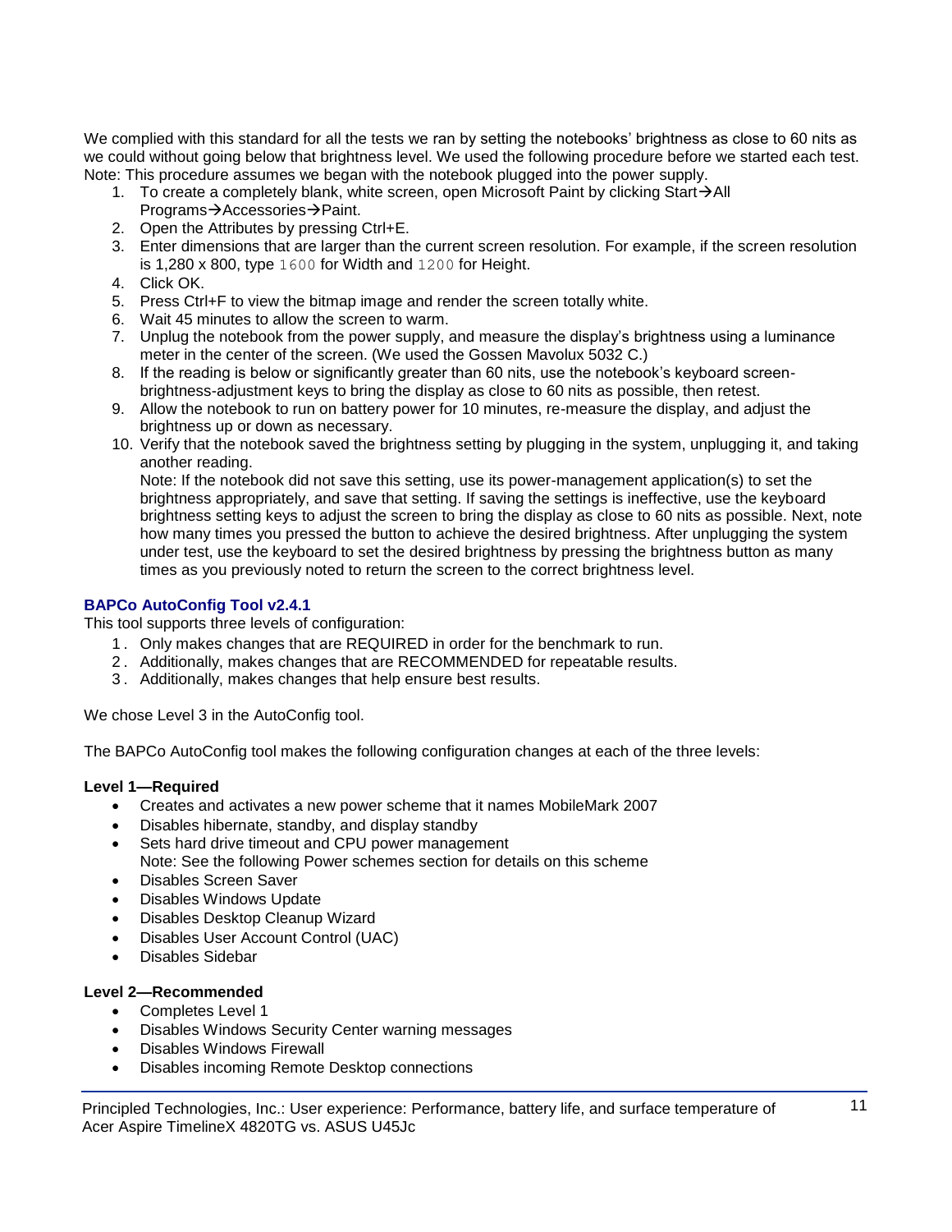We complied with this standard for all the tests we ran by setting the notebooks' brightness as close to 60 nits as we could without going below that brightness level. We used the following procedure before we started each test. Note: This procedure assumes we began with the notebook plugged into the power supply.

1. To create a completely blank, white screen, open Microsoft Paint by clicking Start→All Programs→Accessories→Paint.
2. Open the Attributes by pressing Ctrl+E.
3. Enter dimensions that are larger than the current screen resolution. For example, if the screen resolution is 1,280 x 800, type `1600` for Width and `1200` for Height.
4. Click OK.
5. Press Ctrl+F to view the bitmap image and render the screen totally white.
6. Wait 45 minutes to allow the screen to warm.
7. Unplug the notebook from the power supply, and measure the display's brightness using a luminance meter in the center of the screen. (We used the Gossen Mavolux 5032 C.)
8. If the reading is below or significantly greater than 60 nits, use the notebook's keyboard screen-brightness-adjustment keys to bring the display as close to 60 nits as possible, then retest.
9. Allow the notebook to run on battery power for 10 minutes, re-measure the display, and adjust the brightness up or down as necessary.
10. Verify that the notebook saved the brightness setting by plugging in the system, unplugging it, and taking another reading.

    Note: If the notebook did not save this setting, use its power-management application(s) to set the brightness appropriately, and save that setting. If saving the settings is ineffective, use the keyboard brightness setting keys to adjust the screen to bring the display as close to 60 nits as possible. Next, note how many times you pressed the button to achieve the desired brightness. After unplugging the system under test, use the keyboard to set the desired brightness by pressing the brightness button as many times as you previously noted to return the screen to the correct brightness level.

### BAPCo AutoConfig Tool v2.4.1

This tool supports three levels of configuration:

1. Only makes changes that are REQUIRED in order for the benchmark to run.
2. Additionally, makes changes that are RECOMMENDED for repeatable results.
3. Additionally, makes changes that help ensure best results.

We chose Level 3 in the AutoConfig tool.

The BAPCo AutoConfig tool makes the following configuration changes at each of the three levels:

**Level 1—Required**

- Creates and activates a new power scheme that it names MobileMark 2007
- Disables hibernate, standby, and display standby
- Sets hard drive timeout and CPU power management
  Note: See the following Power schemes section for details on this scheme
- Disables Screen Saver
- Disables Windows Update
- Disables Desktop Cleanup Wizard
- Disables User Account Control (UAC)
- Disables Sidebar

**Level 2—Recommended**

- Completes Level 1
- Disables Windows Security Center warning messages
- Disables Windows Firewall
- Disables incoming Remote Desktop connections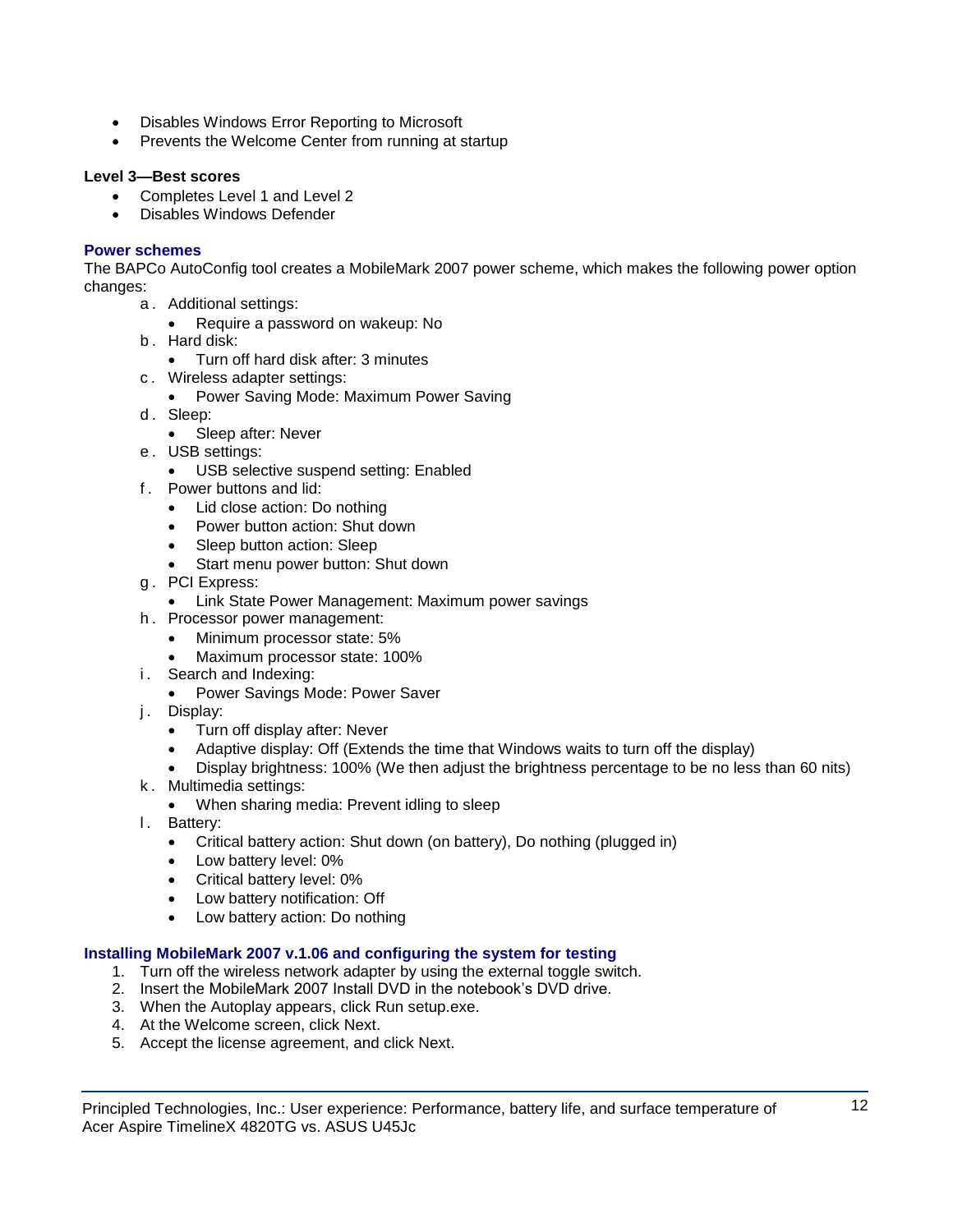- Disables Windows Error Reporting to Microsoft
- Prevents the Welcome Center from running at startup

**Level 3—Best scores**

- Completes Level 1 and Level 2
- Disables Windows Defender

### Power schemes

The BAPCo AutoConfig tool creates a MobileMark 2007 power scheme, which makes the following power option changes:

a. Additional settings:
   - Require a password on wakeup: No

b. Hard disk:
   - Turn off hard disk after: 3 minutes

c. Wireless adapter settings:
   - Power Saving Mode: Maximum Power Saving

d. Sleep:
   - Sleep after: Never

e. USB settings:
   - USB selective suspend setting: Enabled

f. Power buttons and lid:
   - Lid close action: Do nothing
   - Power button action: Shut down
   - Sleep button action: Sleep
   - Start menu power button: Shut down

g. PCI Express:
   - Link State Power Management: Maximum power savings

h. Processor power management:
   - Minimum processor state: 5%
   - Maximum processor state: 100%

i. Search and Indexing:
   - Power Savings Mode: Power Saver

j. Display:
   - Turn off display after: Never
   - Adaptive display: Off (Extends the time that Windows waits to turn off the display)
   - Display brightness: 100% (We then adjust the brightness percentage to be no less than 60 nits)

k. Multimedia settings:
   - When sharing media: Prevent idling to sleep

l. Battery:
   - Critical battery action: Shut down (on battery), Do nothing (plugged in)
   - Low battery level: 0%
   - Critical battery level: 0%
   - Low battery notification: Off
   - Low battery action: Do nothing

### Installing MobileMark 2007 v.1.06 and configuring the system for testing

1. Turn off the wireless network adapter by using the external toggle switch.
2. Insert the MobileMark 2007 Install DVD in the notebook's DVD drive.
3. When the Autoplay appears, click Run setup.exe.
4. At the Welcome screen, click Next.
5. Accept the license agreement, and click Next.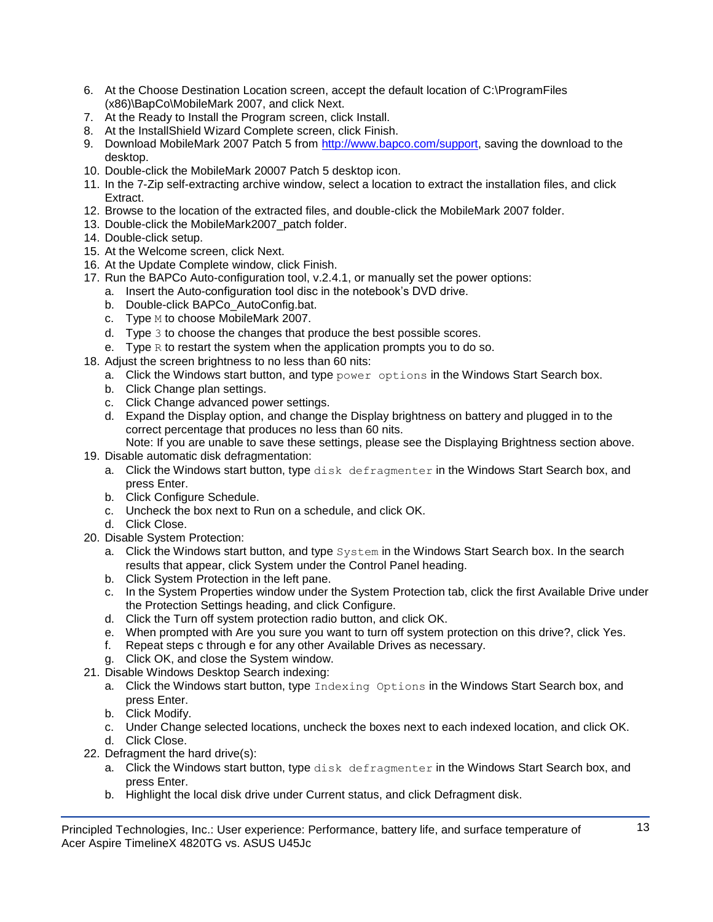6. At the Choose Destination Location screen, accept the default location of C:\ProgramFiles (x86)\BapCo\MobileMark 2007, and click Next.
7. At the Ready to Install the Program screen, click Install.
8. At the InstallShield Wizard Complete screen, click Finish.
9. Download MobileMark 2007 Patch 5 from http://www.bapco.com/support, saving the download to the desktop.
10. Double-click the MobileMark 20007 Patch 5 desktop icon.
11. In the 7-Zip self-extracting archive window, select a location to extract the installation files, and click Extract.
12. Browse to the location of the extracted files, and double-click the MobileMark 2007 folder.
13. Double-click the MobileMark2007_patch folder.
14. Double-click setup.
15. At the Welcome screen, click Next.
16. At the Update Complete window, click Finish.
17. Run the BAPCo Auto-configuration tool, v.2.4.1, or manually set the power options:
    a. Insert the Auto-configuration tool disc in the notebook's DVD drive.
    b. Double-click BAPCo_AutoConfig.bat.
    c. Type `M` to choose MobileMark 2007.
    d. Type `3` to choose the changes that produce the best possible scores.
    e. Type `R` to restart the system when the application prompts you to do so.
18. Adjust the screen brightness to no less than 60 nits:
    a. Click the Windows start button, and type `power options` in the Windows Start Search box.
    b. Click Change plan settings.
    c. Click Change advanced power settings.
    d. Expand the Display option, and change the Display brightness on battery and plugged in to the correct percentage that produces no less than 60 nits.
       Note: If you are unable to save these settings, please see the Displaying Brightness section above.
19. Disable automatic disk defragmentation:
    a. Click the Windows start button, type `disk defragmenter` in the Windows Start Search box, and press Enter.
    b. Click Configure Schedule.
    c. Uncheck the box next to Run on a schedule, and click OK.
    d. Click Close.
20. Disable System Protection:
    a. Click the Windows start button, and type `System` in the Windows Start Search box. In the search results that appear, click System under the Control Panel heading.
    b. Click System Protection in the left pane.
    c. In the System Properties window under the System Protection tab, click the first Available Drive under the Protection Settings heading, and click Configure.
    d. Click the Turn off system protection radio button, and click OK.
    e. When prompted with Are you sure you want to turn off system protection on this drive?, click Yes.
    f. Repeat steps c through e for any other Available Drives as necessary.
    g. Click OK, and close the System window.
21. Disable Windows Desktop Search indexing:
    a. Click the Windows start button, type `Indexing Options` in the Windows Start Search box, and press Enter.
    b. Click Modify.
    c. Under Change selected locations, uncheck the boxes next to each indexed location, and click OK.
    d. Click Close.
22. Defragment the hard drive(s):
    a. Click the Windows start button, type `disk defragmenter` in the Windows Start Search box, and press Enter.
    b. Highlight the local disk drive under Current status, and click Defragment disk.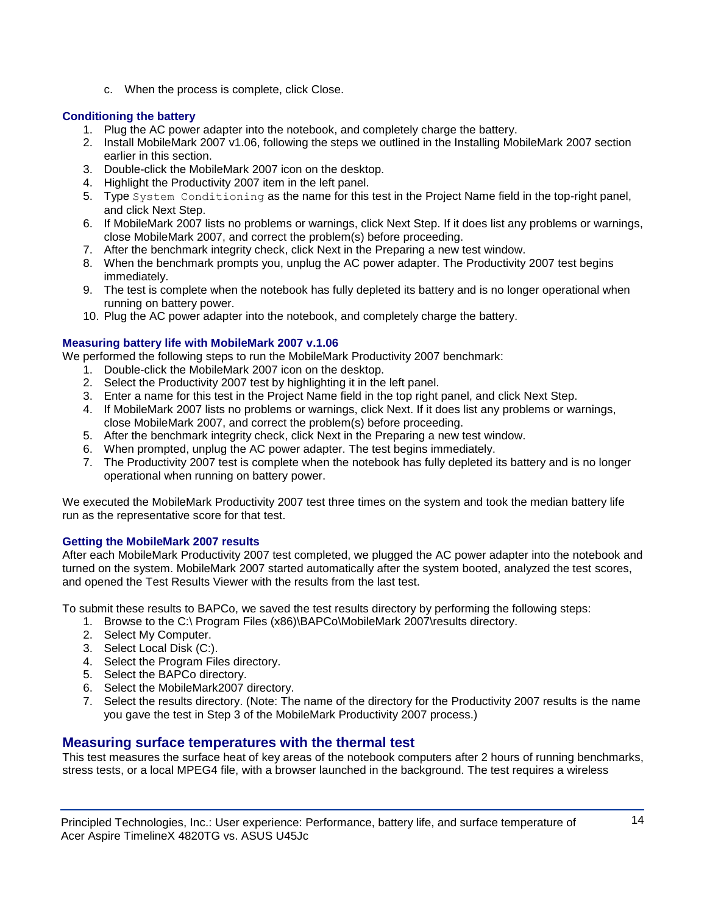c. When the process is complete, click Close.

### Conditioning the battery

1. Plug the AC power adapter into the notebook, and completely charge the battery.
2. Install MobileMark 2007 v1.06, following the steps we outlined in the Installing MobileMark 2007 section earlier in this section.
3. Double-click the MobileMark 2007 icon on the desktop.
4. Highlight the Productivity 2007 item in the left panel.
5. Type `System Conditioning` as the name for this test in the Project Name field in the top-right panel, and click Next Step.
6. If MobileMark 2007 lists no problems or warnings, click Next Step. If it does list any problems or warnings, close MobileMark 2007, and correct the problem(s) before proceeding.
7. After the benchmark integrity check, click Next in the Preparing a new test window.
8. When the benchmark prompts you, unplug the AC power adapter. The Productivity 2007 test begins immediately.
9. The test is complete when the notebook has fully depleted its battery and is no longer operational when running on battery power.
10. Plug the AC power adapter into the notebook, and completely charge the battery.

### Measuring battery life with MobileMark 2007 v.1.06

We performed the following steps to run the MobileMark Productivity 2007 benchmark:

1. Double-click the MobileMark 2007 icon on the desktop.
2. Select the Productivity 2007 test by highlighting it in the left panel.
3. Enter a name for this test in the Project Name field in the top right panel, and click Next Step.
4. If MobileMark 2007 lists no problems or warnings, click Next. If it does list any problems or warnings, close MobileMark 2007, and correct the problem(s) before proceeding.
5. After the benchmark integrity check, click Next in the Preparing a new test window.
6. When prompted, unplug the AC power adapter. The test begins immediately.
7. The Productivity 2007 test is complete when the notebook has fully depleted its battery and is no longer operational when running on battery power.

We executed the MobileMark Productivity 2007 test three times on the system and took the median battery life run as the representative score for that test.

### Getting the MobileMark 2007 results

After each MobileMark Productivity 2007 test completed, we plugged the AC power adapter into the notebook and turned on the system. MobileMark 2007 started automatically after the system booted, analyzed the test scores, and opened the Test Results Viewer with the results from the last test.

To submit these results to BAPCo, we saved the test results directory by performing the following steps:

1. Browse to the C:\ Program Files (x86)\BAPCo\MobileMark 2007\results directory.
2. Select My Computer.
3. Select Local Disk (C:).
4. Select the Program Files directory.
5. Select the BAPCo directory.
6. Select the MobileMark2007 directory.
7. Select the results directory. (Note: The name of the directory for the Productivity 2007 results is the name you gave the test in Step 3 of the MobileMark Productivity 2007 process.)

## Measuring surface temperatures with the thermal test

This test measures the surface heat of key areas of the notebook computers after 2 hours of running benchmarks, stress tests, or a local MPEG4 file, with a browser launched in the background. The test requires a wireless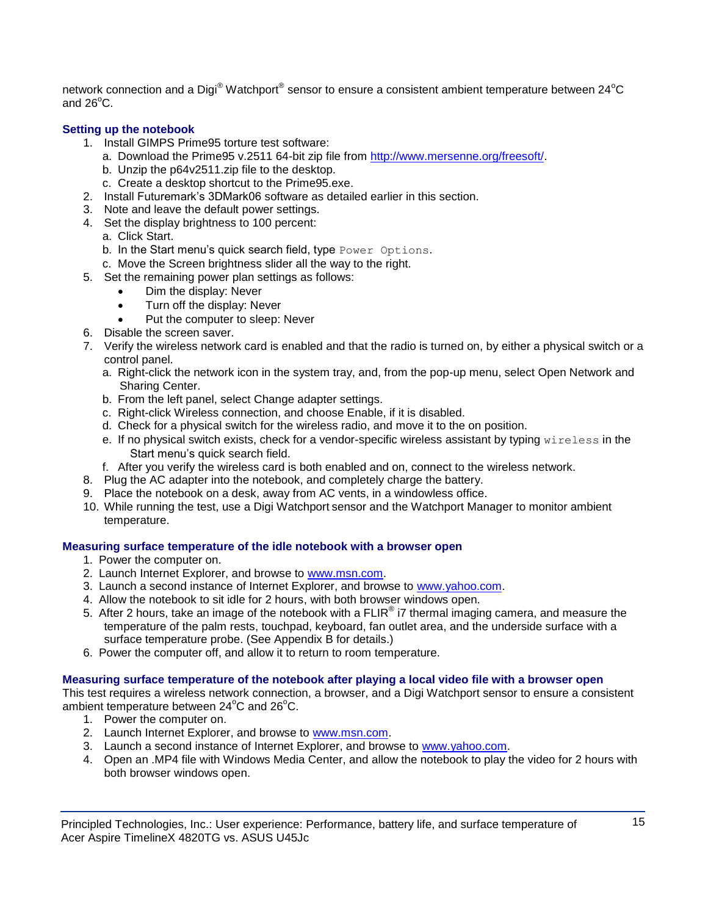network connection and a Digi® Watchport® sensor to ensure a consistent ambient temperature between 24°C and 26°C.

### Setting up the notebook

1. Install GIMPS Prime95 torture test software:
   a. Download the Prime95 v.2511 64-bit zip file from http://www.mersenne.org/freesoft/.
   b. Unzip the p64v2511.zip file to the desktop.
   c. Create a desktop shortcut to the Prime95.exe.
2. Install Futuremark's 3DMark06 software as detailed earlier in this section.
3. Note and leave the default power settings.
4. Set the display brightness to 100 percent:
   a. Click Start.
   b. In the Start menu's quick search field, type `Power Options`.
   c. Move the Screen brightness slider all the way to the right.
5. Set the remaining power plan settings as follows:
   - Dim the display: Never
   - Turn off the display: Never
   - Put the computer to sleep: Never
6. Disable the screen saver.
7. Verify the wireless network card is enabled and that the radio is turned on, by either a physical switch or a control panel.
   a. Right-click the network icon in the system tray, and, from the pop-up menu, select Open Network and Sharing Center.
   b. From the left panel, select Change adapter settings.
   c. Right-click Wireless connection, and choose Enable, if it is disabled.
   d. Check for a physical switch for the wireless radio, and move it to the on position.
   e. If no physical switch exists, check for a vendor-specific wireless assistant by typing `wireless` in the Start menu's quick search field.
   f. After you verify the wireless card is both enabled and on, connect to the wireless network.
8. Plug the AC adapter into the notebook, and completely charge the battery.
9. Place the notebook on a desk, away from AC vents, in a windowless office.
10. While running the test, use a Digi Watchport sensor and the Watchport Manager to monitor ambient temperature.

### Measuring surface temperature of the idle notebook with a browser open

1. Power the computer on.
2. Launch Internet Explorer, and browse to www.msn.com.
3. Launch a second instance of Internet Explorer, and browse to www.yahoo.com.
4. Allow the notebook to sit idle for 2 hours, with both browser windows open.
5. After 2 hours, take an image of the notebook with a FLIR® i7 thermal imaging camera, and measure the temperature of the palm rests, touchpad, keyboard, fan outlet area, and the underside surface with a surface temperature probe. (See Appendix B for details.)
6. Power the computer off, and allow it to return to room temperature.

### Measuring surface temperature of the notebook after playing a local video file with a browser open

This test requires a wireless network connection, a browser, and a Digi Watchport sensor to ensure a consistent ambient temperature between 24°C and 26°C.

1. Power the computer on.
2. Launch Internet Explorer, and browse to www.msn.com.
3. Launch a second instance of Internet Explorer, and browse to www.yahoo.com.
4. Open an .MP4 file with Windows Media Center, and allow the notebook to play the video for 2 hours with both browser windows open.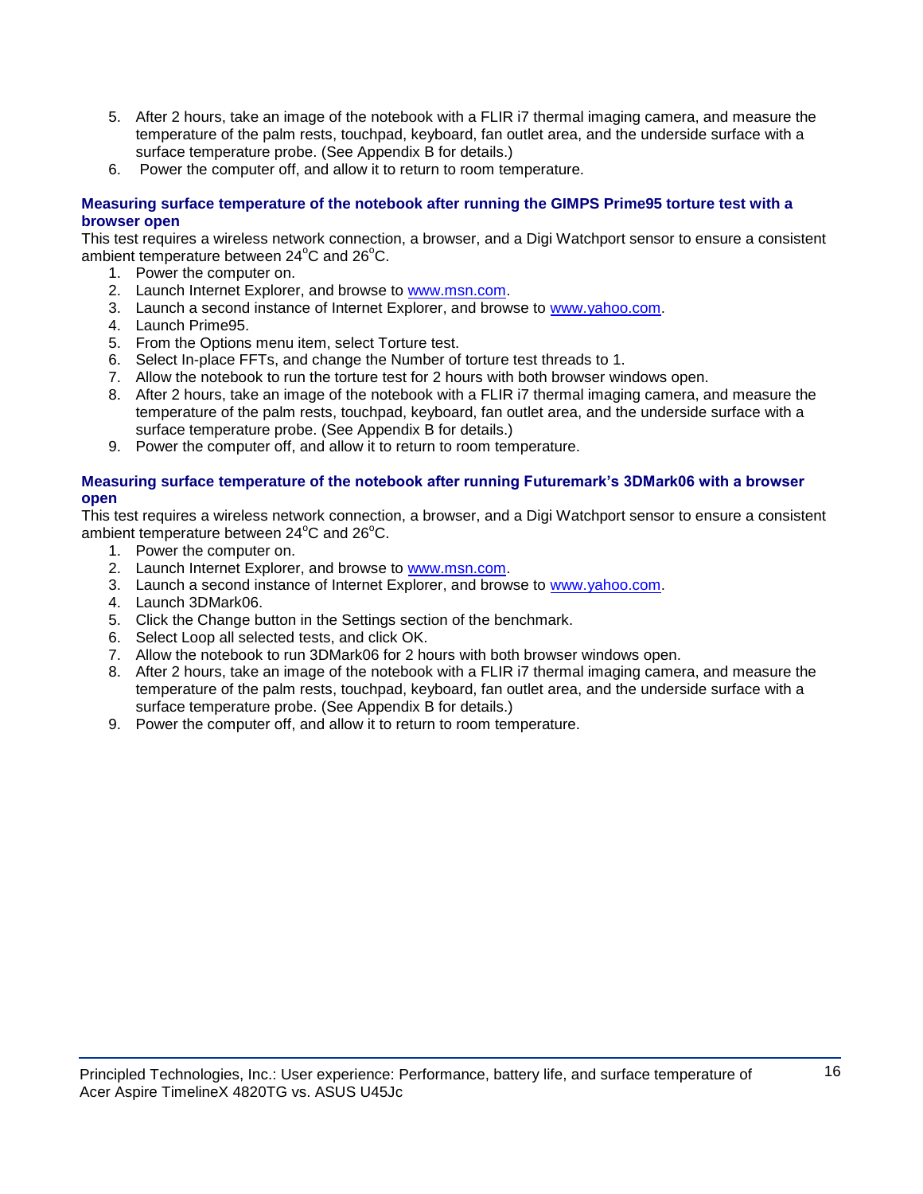5. After 2 hours, take an image of the notebook with a FLIR i7 thermal imaging camera, and measure the temperature of the palm rests, touchpad, keyboard, fan outlet area, and the underside surface with a surface temperature probe. (See Appendix B for details.)
6. Power the computer off, and allow it to return to room temperature.

### Measuring surface temperature of the notebook after running the GIMPS Prime95 torture test with a browser open

This test requires a wireless network connection, a browser, and a Digi Watchport sensor to ensure a consistent ambient temperature between 24°C and 26°C.

1. Power the computer on.
2. Launch Internet Explorer, and browse to www.msn.com.
3. Launch a second instance of Internet Explorer, and browse to www.yahoo.com.
4. Launch Prime95.
5. From the Options menu item, select Torture test.
6. Select In-place FFTs, and change the Number of torture test threads to 1.
7. Allow the notebook to run the torture test for 2 hours with both browser windows open.
8. After 2 hours, take an image of the notebook with a FLIR i7 thermal imaging camera, and measure the temperature of the palm rests, touchpad, keyboard, fan outlet area, and the underside surface with a surface temperature probe. (See Appendix B for details.)
9. Power the computer off, and allow it to return to room temperature.

### Measuring surface temperature of the notebook after running Futuremark's 3DMark06 with a browser open

This test requires a wireless network connection, a browser, and a Digi Watchport sensor to ensure a consistent ambient temperature between 24°C and 26°C.

1. Power the computer on.
2. Launch Internet Explorer, and browse to www.msn.com.
3. Launch a second instance of Internet Explorer, and browse to www.yahoo.com.
4. Launch 3DMark06.
5. Click the Change button in the Settings section of the benchmark.
6. Select Loop all selected tests, and click OK.
7. Allow the notebook to run 3DMark06 for 2 hours with both browser windows open.
8. After 2 hours, take an image of the notebook with a FLIR i7 thermal imaging camera, and measure the temperature of the palm rests, touchpad, keyboard, fan outlet area, and the underside surface with a surface temperature probe. (See Appendix B for details.)
9. Power the computer off, and allow it to return to room temperature.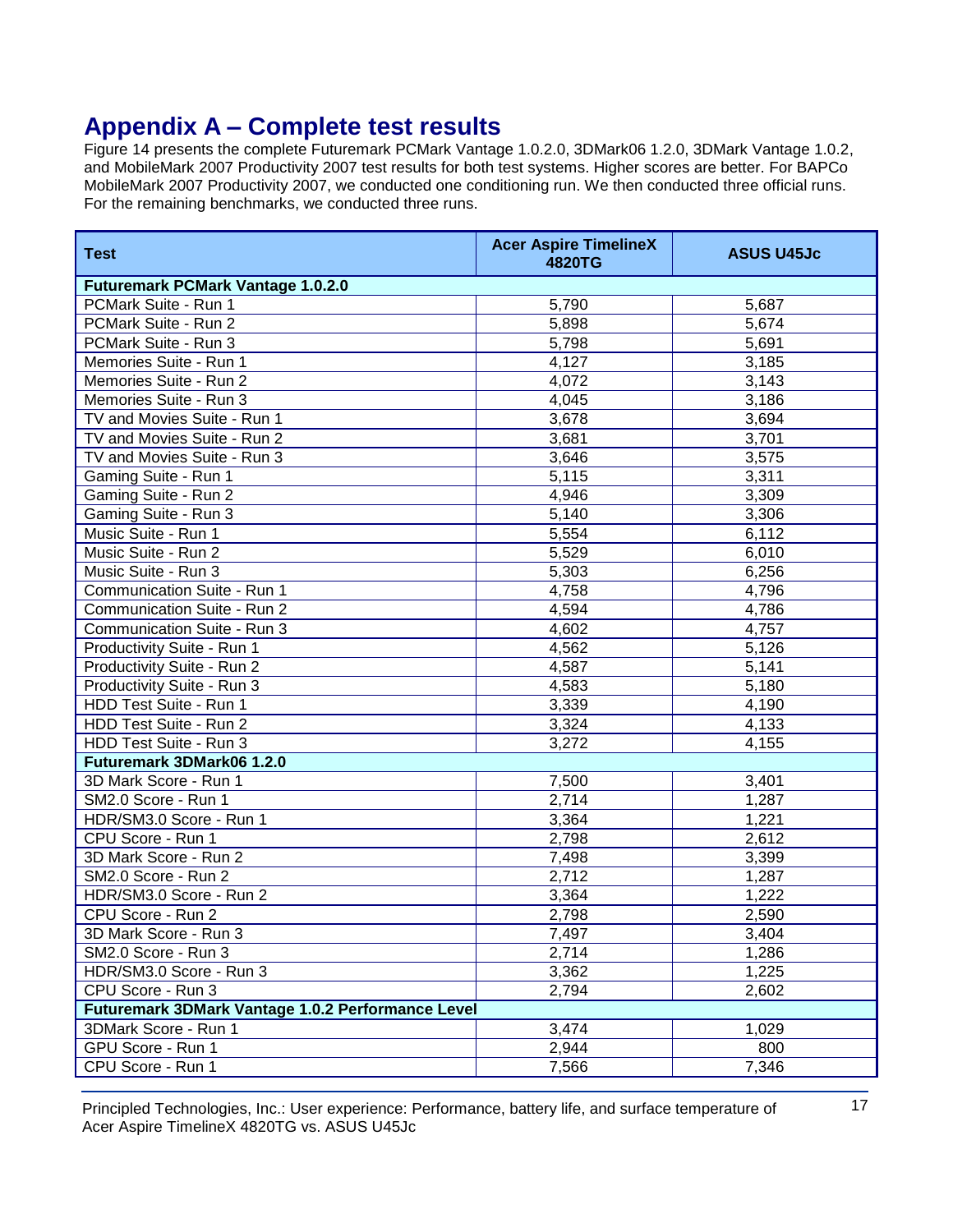# Appendix A – Complete test results

Figure 14 presents the complete Futuremark PCMark Vantage 1.0.2.0, 3DMark06 1.2.0, 3DMark Vantage 1.0.2, and MobileMark 2007 Productivity 2007 test results for both test systems. Higher scores are better. For BAPCo MobileMark 2007 Productivity 2007, we conducted one conditioning run. We then conducted three official runs. For the remaining benchmarks, we conducted three runs.

| Test | Acer Aspire TimelineX 4820TG | ASUS U45Jc |
|---|---|---|
| **Futuremark PCMark Vantage 1.0.2.0** | | |
| PCMark Suite - Run 1 | 5,790 | 5,687 |
| PCMark Suite - Run 2 | 5,898 | 5,674 |
| PCMark Suite - Run 3 | 5,798 | 5,691 |
| Memories Suite - Run 1 | 4,127 | 3,185 |
| Memories Suite - Run 2 | 4,072 | 3,143 |
| Memories Suite - Run 3 | 4,045 | 3,186 |
| TV and Movies Suite - Run 1 | 3,678 | 3,694 |
| TV and Movies Suite - Run 2 | 3,681 | 3,701 |
| TV and Movies Suite - Run 3 | 3,646 | 3,575 |
| Gaming Suite - Run 1 | 5,115 | 3,311 |
| Gaming Suite - Run 2 | 4,946 | 3,309 |
| Gaming Suite - Run 3 | 5,140 | 3,306 |
| Music Suite - Run 1 | 5,554 | 6,112 |
| Music Suite - Run 2 | 5,529 | 6,010 |
| Music Suite - Run 3 | 5,303 | 6,256 |
| Communication Suite - Run 1 | 4,758 | 4,796 |
| Communication Suite - Run 2 | 4,594 | 4,786 |
| Communication Suite - Run 3 | 4,602 | 4,757 |
| Productivity Suite - Run 1 | 4,562 | 5,126 |
| Productivity Suite - Run 2 | 4,587 | 5,141 |
| Productivity Suite - Run 3 | 4,583 | 5,180 |
| HDD Test Suite - Run 1 | 3,339 | 4,190 |
| HDD Test Suite - Run 2 | 3,324 | 4,133 |
| HDD Test Suite - Run 3 | 3,272 | 4,155 |
| **Futuremark 3DMark06 1.2.0** | | |
| 3D Mark Score - Run 1 | 7,500 | 3,401 |
| SM2.0 Score - Run 1 | 2,714 | 1,287 |
| HDR/SM3.0 Score - Run 1 | 3,364 | 1,221 |
| CPU Score - Run 1 | 2,798 | 2,612 |
| 3D Mark Score - Run 2 | 7,498 | 3,399 |
| SM2.0 Score - Run 2 | 2,712 | 1,287 |
| HDR/SM3.0 Score - Run 2 | 3,364 | 1,222 |
| CPU Score - Run 2 | 2,798 | 2,590 |
| 3D Mark Score - Run 3 | 7,497 | 3,404 |
| SM2.0 Score - Run 3 | 2,714 | 1,286 |
| HDR/SM3.0 Score - Run 3 | 3,362 | 1,225 |
| CPU Score - Run 3 | 2,794 | 2,602 |
| **Futuremark 3DMark Vantage 1.0.2 Performance Level** | | |
| 3DMark Score - Run 1 | 3,474 | 1,029 |
| GPU Score - Run 1 | 2,944 | 800 |
| CPU Score - Run 1 | 7,566 | 7,346 |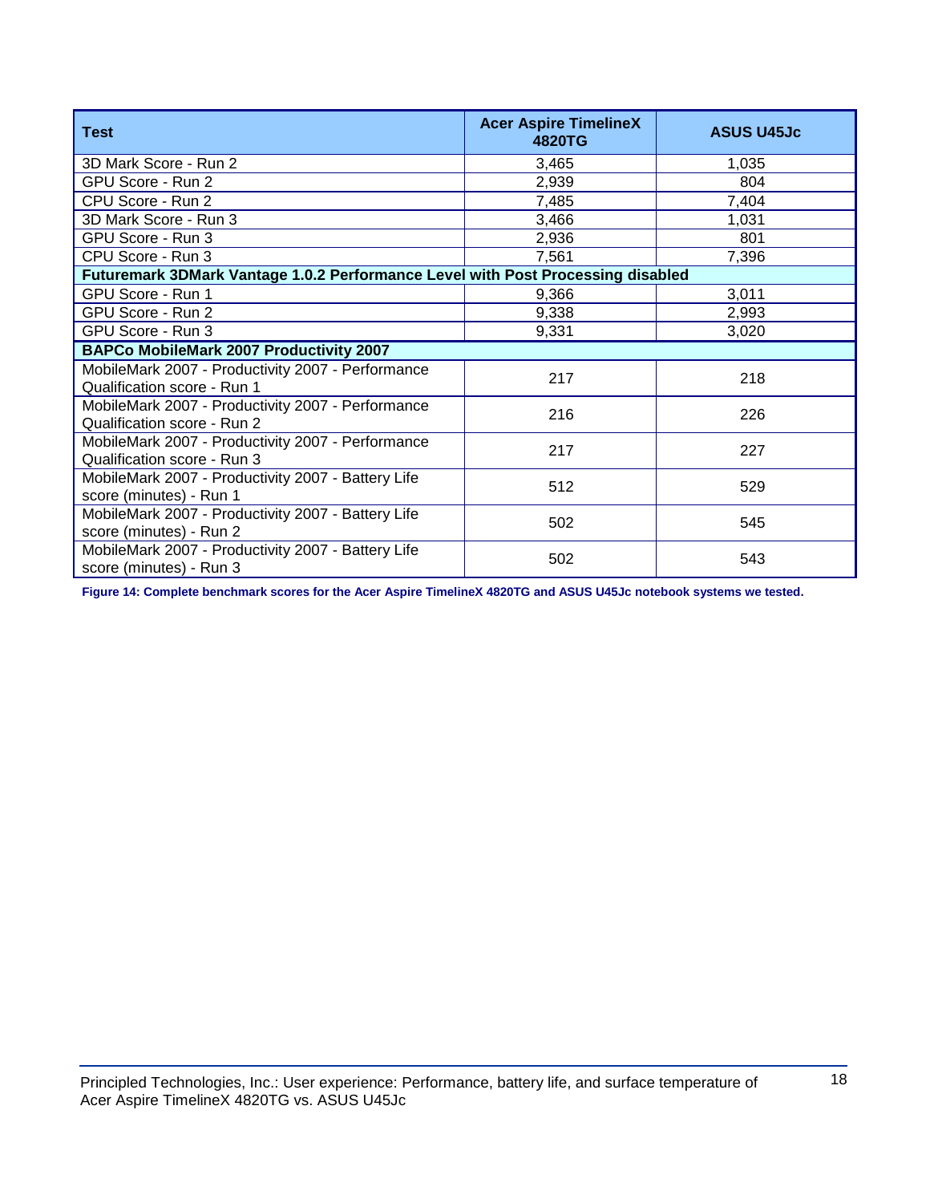| Test | Acer Aspire TimelineX 4820TG | ASUS U45Jc |
| --- | --- | --- |
| 3D Mark Score - Run 2 | 3,465 | 1,035 |
| GPU Score - Run 2 | 2,939 | 804 |
| CPU Score - Run 2 | 7,485 | 7,404 |
| 3D Mark Score - Run 3 | 3,466 | 1,031 |
| GPU Score - Run 3 | 2,936 | 801 |
| CPU Score - Run 3 | 7,561 | 7,396 |
| **Futuremark 3DMark Vantage 1.0.2 Performance Level with Post Processing disabled** | | |
| GPU Score - Run 1 | 9,366 | 3,011 |
| GPU Score - Run 2 | 9,338 | 2,993 |
| GPU Score - Run 3 | 9,331 | 3,020 |
| **BAPCo MobileMark 2007 Productivity 2007** | | |
| MobileMark 2007 - Productivity 2007 - Performance Qualification score - Run 1 | 217 | 218 |
| MobileMark 2007 - Productivity 2007 - Performance Qualification score - Run 2 | 216 | 226 |
| MobileMark 2007 - Productivity 2007 - Performance Qualification score - Run 3 | 217 | 227 |
| MobileMark 2007 - Productivity 2007 - Battery Life score (minutes) - Run 1 | 512 | 529 |
| MobileMark 2007 - Productivity 2007 - Battery Life score (minutes) - Run 2 | 502 | 545 |
| MobileMark 2007 - Productivity 2007 - Battery Life score (minutes) - Run 3 | 502 | 543 |

**Figure 14: Complete benchmark scores for the Acer Aspire TimelineX 4820TG and ASUS U45Jc notebook systems we tested.**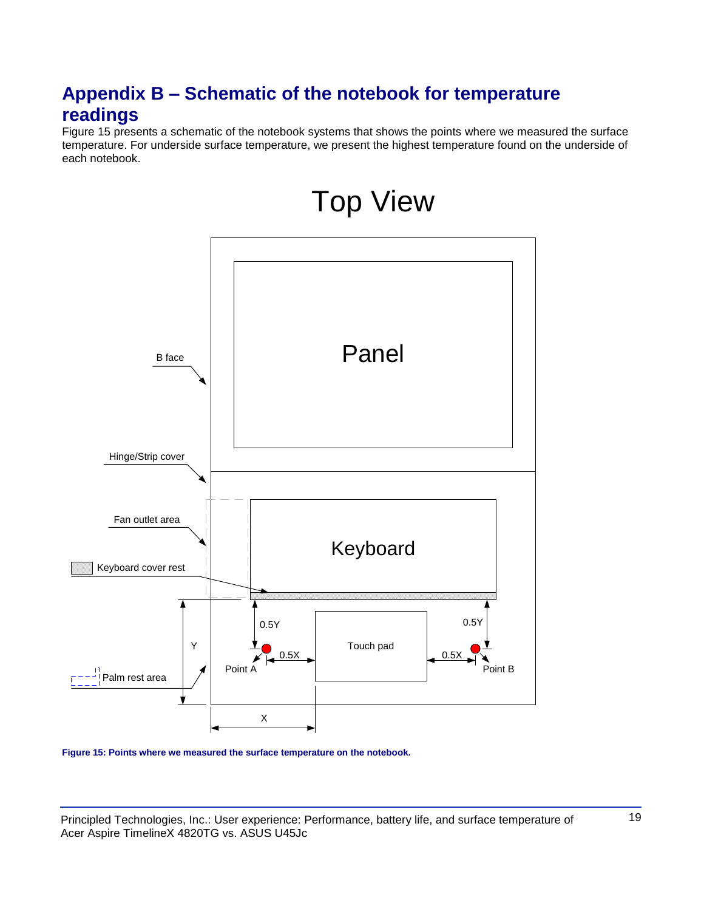## Appendix B – Schematic of the notebook for temperature readings

Figure 15 presents a schematic of the notebook systems that shows the points where we measured the surface temperature. For underside surface temperature, we present the highest temperature found on the underside of each notebook.

Top View

Panel

B face

Hinge/Strip cover

Fan outlet area

Keyboard

Keyboard cover rest

0.5Y

0.5Y

Y

Touch pad

0.5X

0.5X

Point A

Point B

Palm rest area

X

**Figure 15: Points where we measured the surface temperature on the notebook.**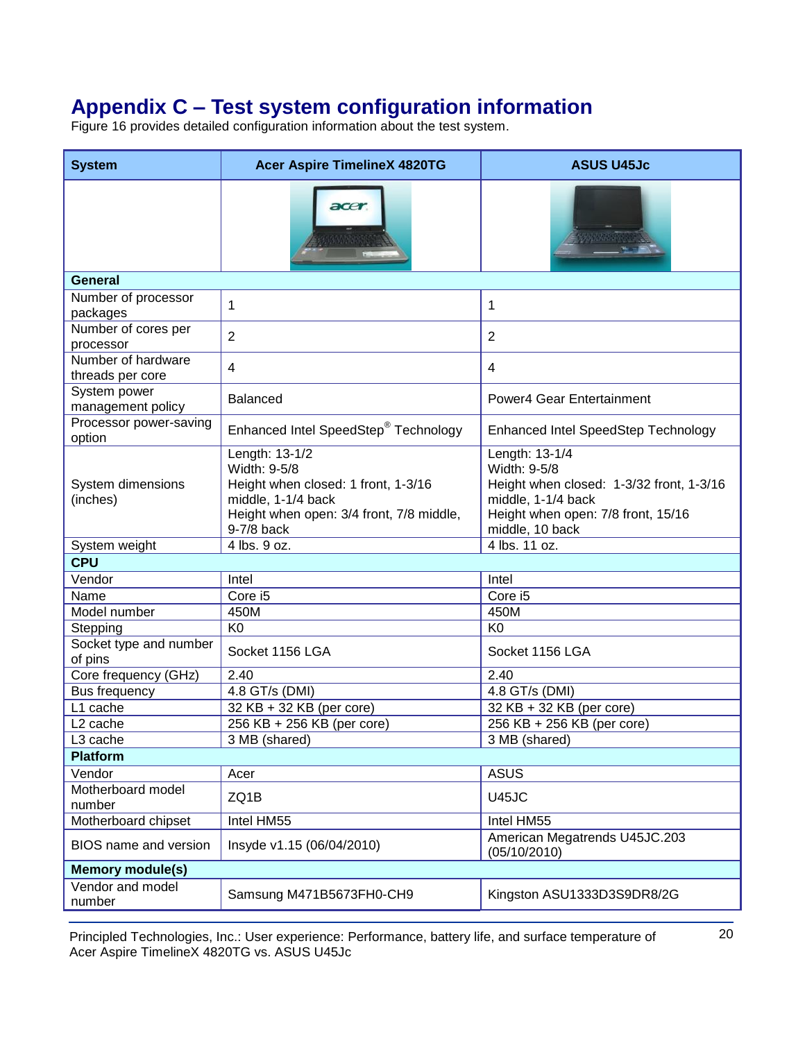# Appendix C – Test system configuration information

Figure 16 provides detailed configuration information about the test system.

| System | Acer Aspire TimelineX 4820TG | ASUS U45Jc |
|---|---|---|
| | | |
| **General** | | |
| Number of processor packages | 1 | 1 |
| Number of cores per processor | 2 | 2 |
| Number of hardware threads per core | 4 | 4 |
| System power management policy | Balanced | Power4 Gear Entertainment |
| Processor power-saving option | Enhanced Intel SpeedStep® Technology | Enhanced Intel SpeedStep Technology |
| System dimensions (inches) | Length: 13-1/2<br>Width: 9-5/8<br>Height when closed: 1 front, 1-3/16 middle, 1-1/4 back<br>Height when open: 3/4 front, 7/8 middle, 9-7/8 back | Length: 13-1/4<br>Width: 9-5/8<br>Height when closed: 1-3/32 front, 1-3/16 middle, 1-1/4 back<br>Height when open: 7/8 front, 15/16 middle, 10 back |
| System weight | 4 lbs. 9 oz. | 4 lbs. 11 oz. |
| **CPU** | | |
| Vendor | Intel | Intel |
| Name | Core i5 | Core i5 |
| Model number | 450M | 450M |
| Stepping | K0 | K0 |
| Socket type and number of pins | Socket 1156 LGA | Socket 1156 LGA |
| Core frequency (GHz) | 2.40 | 2.40 |
| Bus frequency | 4.8 GT/s (DMI) | 4.8 GT/s (DMI) |
| L1 cache | 32 KB + 32 KB (per core) | 32 KB + 32 KB (per core) |
| L2 cache | 256 KB + 256 KB (per core) | 256 KB + 256 KB (per core) |
| L3 cache | 3 MB (shared) | 3 MB (shared) |
| **Platform** | | |
| Vendor | Acer | ASUS |
| Motherboard model number | ZQ1B | U45JC |
| Motherboard chipset | Intel HM55 | Intel HM55 |
| BIOS name and version | Insyde v1.15 (06/04/2010) | American Megatrends U45JC.203 (05/10/2010) |
| **Memory module(s)** | | |
| Vendor and model number | Samsung M471B5673FH0-CH9 | Kingston ASU1333D3S9DR8/2G |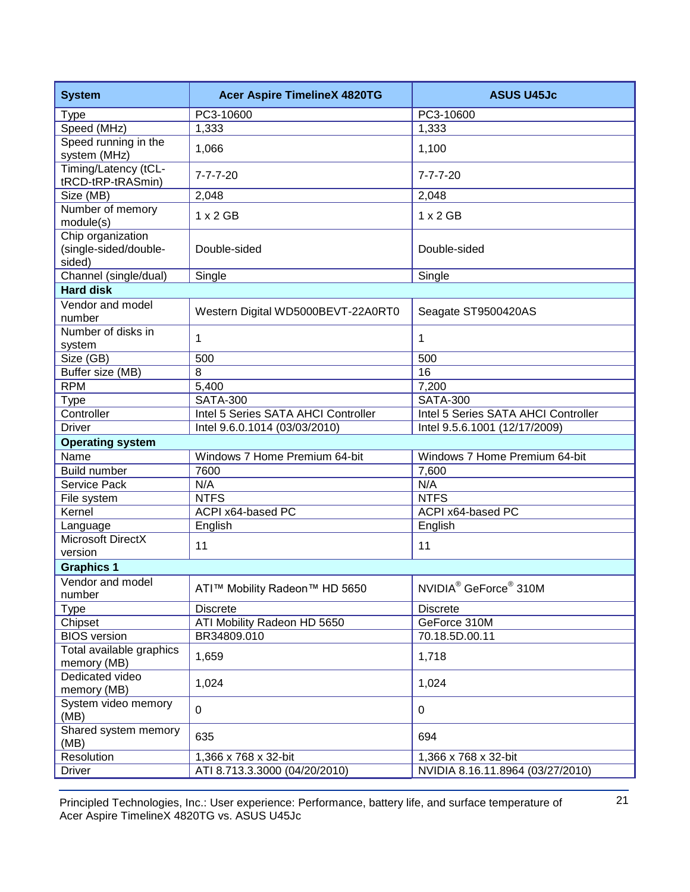| System | Acer Aspire TimelineX 4820TG | ASUS U45Jc |
|---|---|---|
| Type | PC3-10600 | PC3-10600 |
| Speed (MHz) | 1,333 | 1,333 |
| Speed running in the system (MHz) | 1,066 | 1,100 |
| Timing/Latency (tCL-tRCD-tRP-tRASmin) | 7-7-7-20 | 7-7-7-20 |
| Size (MB) | 2,048 | 2,048 |
| Number of memory module(s) | 1 x 2 GB | 1 x 2 GB |
| Chip organization (single-sided/double-sided) | Double-sided | Double-sided |
| Channel (single/dual) | Single | Single |
| **Hard disk** | | |
| Vendor and model number | Western Digital WD5000BEVT-22A0RT0 | Seagate ST9500420AS |
| Number of disks in system | 1 | 1 |
| Size (GB) | 500 | 500 |
| Buffer size (MB) | 8 | 16 |
| RPM | 5,400 | 7,200 |
| Type | SATA-300 | SATA-300 |
| Controller | Intel 5 Series SATA AHCI Controller | Intel 5 Series SATA AHCI Controller |
| Driver | Intel 9.6.0.1014 (03/03/2010) | Intel 9.5.6.1001 (12/17/2009) |
| **Operating system** | | |
| Name | Windows 7 Home Premium 64-bit | Windows 7 Home Premium 64-bit |
| Build number | 7600 | 7,600 |
| Service Pack | N/A | N/A |
| File system | NTFS | NTFS |
| Kernel | ACPI x64-based PC | ACPI x64-based PC |
| Language | English | English |
| Microsoft DirectX version | 11 | 11 |
| **Graphics 1** | | |
| Vendor and model number | ATI™ Mobility Radeon™ HD 5650 | NVIDIA® GeForce® 310M |
| Type | Discrete | Discrete |
| Chipset | ATI Mobility Radeon HD 5650 | GeForce 310M |
| BIOS version | BR34809.010 | 70.18.5D.00.11 |
| Total available graphics memory (MB) | 1,659 | 1,718 |
| Dedicated video memory (MB) | 1,024 | 1,024 |
| System video memory (MB) | 0 | 0 |
| Shared system memory (MB) | 635 | 694 |
| Resolution | 1,366 x 768 x 32-bit | 1,366 x 768 x 32-bit |
| Driver | ATI 8.713.3.3000 (04/20/2010) | NVIDIA 8.16.11.8964 (03/27/2010) |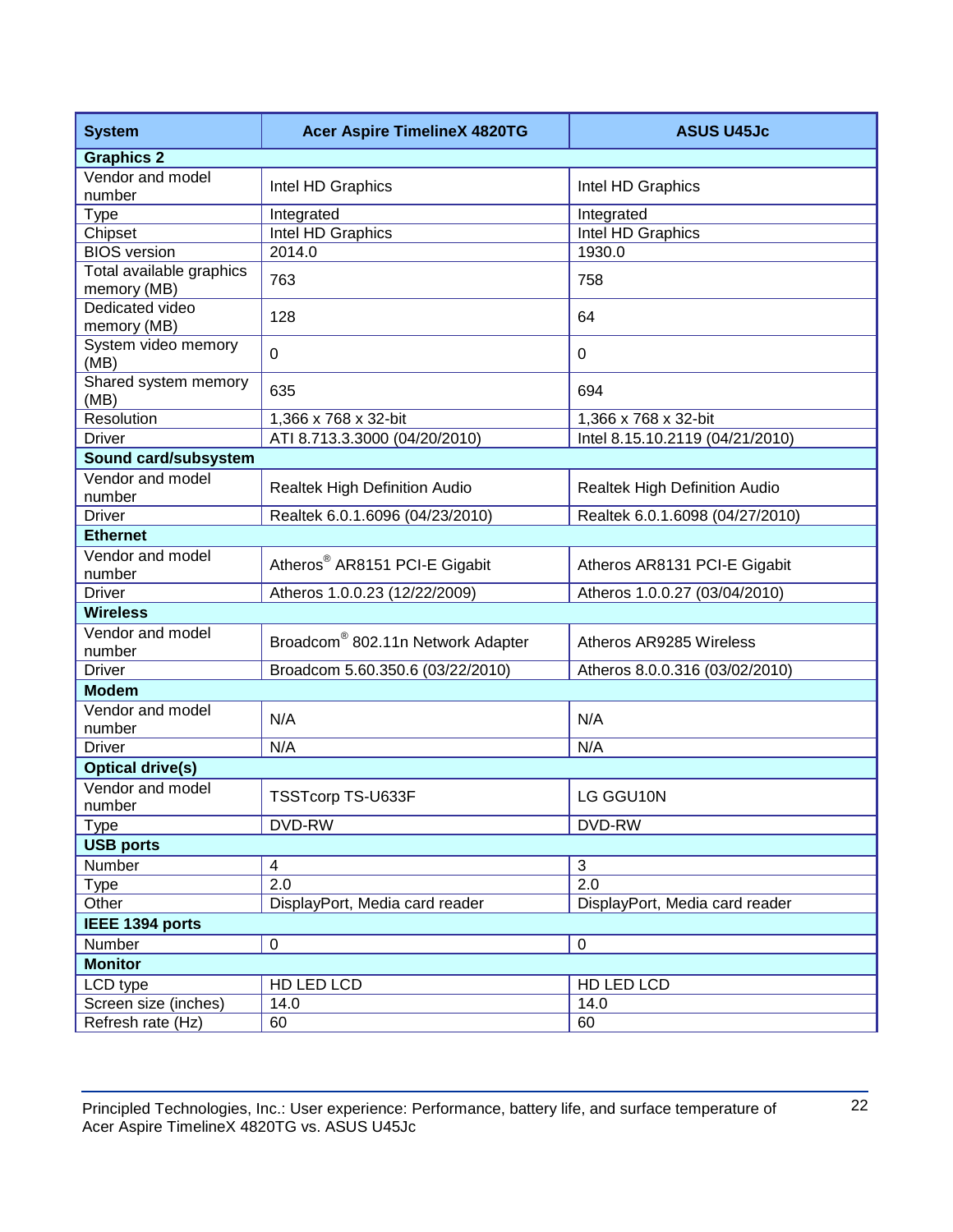| System | Acer Aspire TimelineX 4820TG | ASUS U45Jc |
|---|---|---|
| **Graphics 2** | | |
| Vendor and model number | Intel HD Graphics | Intel HD Graphics |
| Type | Integrated | Integrated |
| Chipset | Intel HD Graphics | Intel HD Graphics |
| BIOS version | 2014.0 | 1930.0 |
| Total available graphics memory (MB) | 763 | 758 |
| Dedicated video memory (MB) | 128 | 64 |
| System video memory (MB) | 0 | 0 |
| Shared system memory (MB) | 635 | 694 |
| Resolution | 1,366 x 768 x 32-bit | 1,366 x 768 x 32-bit |
| Driver | ATI 8.713.3.3000 (04/20/2010) | Intel 8.15.10.2119 (04/21/2010) |
| **Sound card/subsystem** | | |
| Vendor and model number | Realtek High Definition Audio | Realtek High Definition Audio |
| Driver | Realtek 6.0.1.6096 (04/23/2010) | Realtek 6.0.1.6098 (04/27/2010) |
| **Ethernet** | | |
| Vendor and model number | Atheros® AR8151 PCI-E Gigabit | Atheros AR8131 PCI-E Gigabit |
| Driver | Atheros 1.0.0.23 (12/22/2009) | Atheros 1.0.0.27 (03/04/2010) |
| **Wireless** | | |
| Vendor and model number | Broadcom® 802.11n Network Adapter | Atheros AR9285 Wireless |
| Driver | Broadcom 5.60.350.6 (03/22/2010) | Atheros 8.0.0.316 (03/02/2010) |
| **Modem** | | |
| Vendor and model number | N/A | N/A |
| Driver | N/A | N/A |
| **Optical drive(s)** | | |
| Vendor and model number | TSSTcorp TS-U633F | LG GGU10N |
| Type | DVD-RW | DVD-RW |
| **USB ports** | | |
| Number | 4 | 3 |
| Type | 2.0 | 2.0 |
| Other | DisplayPort, Media card reader | DisplayPort, Media card reader |
| **IEEE 1394 ports** | | |
| Number | 0 | 0 |
| **Monitor** | | |
| LCD type | HD LED LCD | HD LED LCD |
| Screen size (inches) | 14.0 | 14.0 |
| Refresh rate (Hz) | 60 | 60 |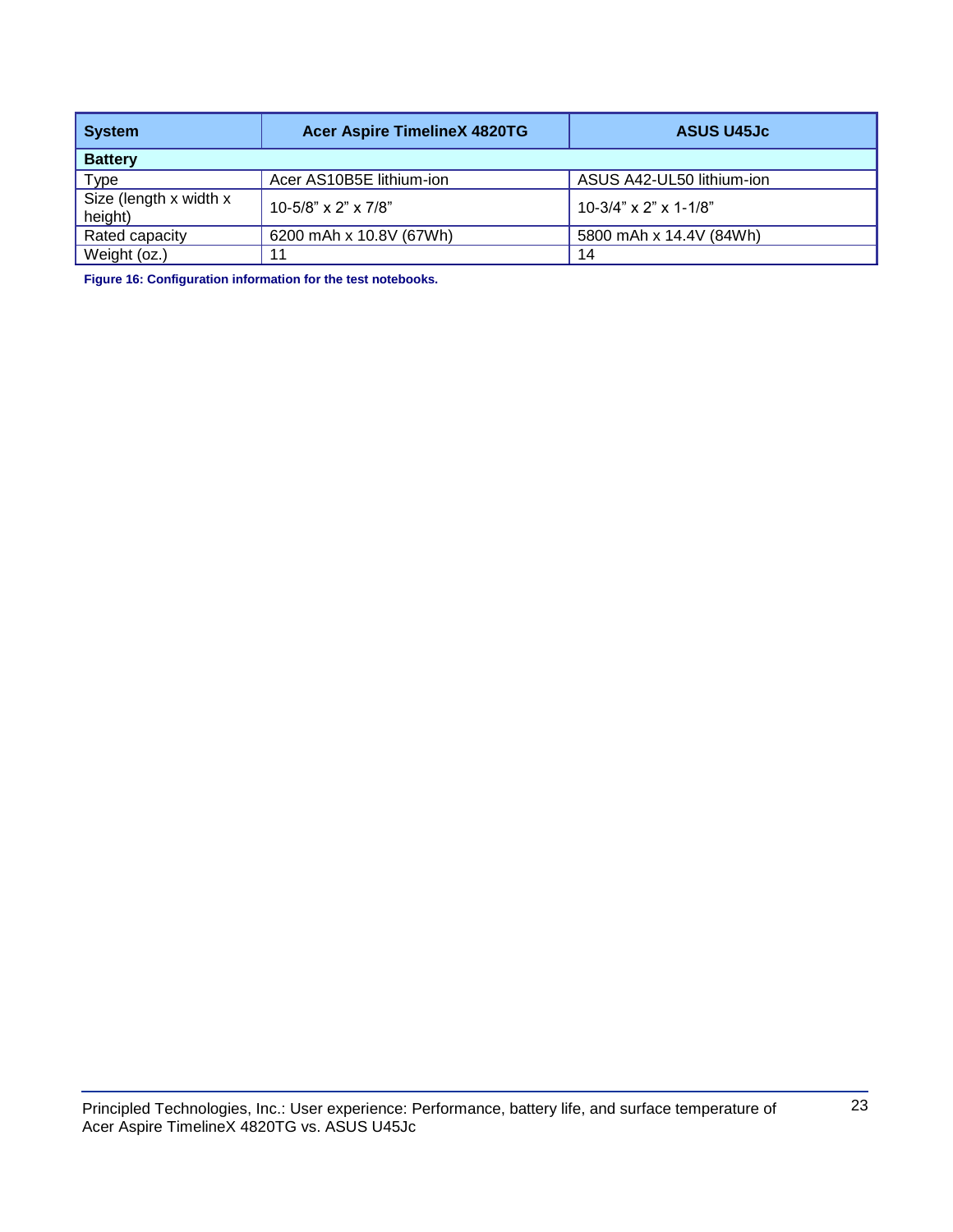| System | Acer Aspire TimelineX 4820TG | ASUS U45Jc |
|---|---|---|
| **Battery** | | |
| Type | Acer AS10B5E lithium-ion | ASUS A42-UL50 lithium-ion |
| Size (length x width x height) | 10-5/8” x 2” x 7/8” | 10-3/4” x 2” x 1-1/8” |
| Rated capacity | 6200 mAh x 10.8V (67Wh) | 5800 mAh x 14.4V (84Wh) |
| Weight (oz.) | 11 | 14 |

**Figure 16: Configuration information for the test notebooks.**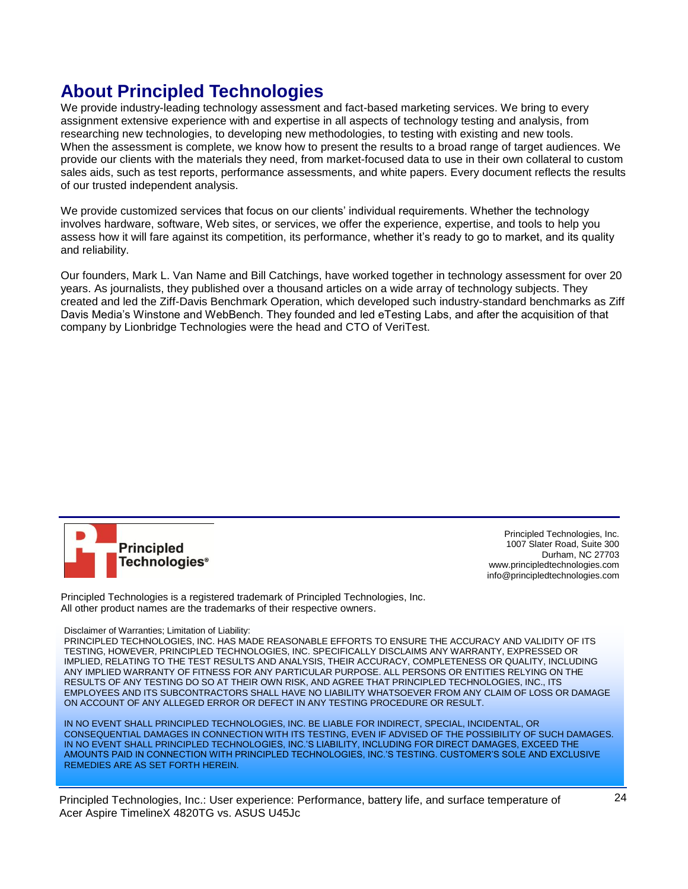# About Principled Technologies

We provide industry-leading technology assessment and fact-based marketing services. We bring to every assignment extensive experience with and expertise in all aspects of technology testing and analysis, from researching new technologies, to developing new methodologies, to testing with existing and new tools. When the assessment is complete, we know how to present the results to a broad range of target audiences. We provide our clients with the materials they need, from market-focused data to use in their own collateral to custom sales aids, such as test reports, performance assessments, and white papers. Every document reflects the results of our trusted independent analysis.

We provide customized services that focus on our clients' individual requirements. Whether the technology involves hardware, software, Web sites, or services, we offer the experience, expertise, and tools to help you assess how it will fare against its competition, its performance, whether it's ready to go to market, and its quality and reliability.

Our founders, Mark L. Van Name and Bill Catchings, have worked together in technology assessment for over 20 years. As journalists, they published over a thousand articles on a wide array of technology subjects. They created and led the Ziff-Davis Benchmark Operation, which developed such industry-standard benchmarks as Ziff Davis Media's Winstone and WebBench. They founded and led eTesting Labs, and after the acquisition of that company by Lionbridge Technologies were the head and CTO of VeriTest.

Principled Technologies®

Principled Technologies, Inc.
1007 Slater Road, Suite 300
Durham, NC 27703
www.principledtechnologies.com
info@principledtechnologies.com

Principled Technologies is a registered trademark of Principled Technologies, Inc.
All other product names are the trademarks of their respective owners.

Disclaimer of Warranties; Limitation of Liability:
PRINCIPLED TECHNOLOGIES, INC. HAS MADE REASONABLE EFFORTS TO ENSURE THE ACCURACY AND VALIDITY OF ITS TESTING, HOWEVER, PRINCIPLED TECHNOLOGIES, INC. SPECIFICALLY DISCLAIMS ANY WARRANTY, EXPRESSED OR IMPLIED, RELATING TO THE TEST RESULTS AND ANALYSIS, THEIR ACCURACY, COMPLETENESS OR QUALITY, INCLUDING ANY IMPLIED WARRANTY OF FITNESS FOR ANY PARTICULAR PURPOSE. ALL PERSONS OR ENTITIES RELYING ON THE RESULTS OF ANY TESTING DO SO AT THEIR OWN RISK, AND AGREE THAT PRINCIPLED TECHNOLOGIES, INC., ITS EMPLOYEES AND ITS SUBCONTRACTORS SHALL HAVE NO LIABILITY WHATSOEVER FROM ANY CLAIM OF LOSS OR DAMAGE ON ACCOUNT OF ANY ALLEGED ERROR OR DEFECT IN ANY TESTING PROCEDURE OR RESULT.

IN NO EVENT SHALL PRINCIPLED TECHNOLOGIES, INC. BE LIABLE FOR INDIRECT, SPECIAL, INCIDENTAL, OR CONSEQUENTIAL DAMAGES IN CONNECTION WITH ITS TESTING, EVEN IF ADVISED OF THE POSSIBILITY OF SUCH DAMAGES. IN NO EVENT SHALL PRINCIPLED TECHNOLOGIES, INC.'S LIABILITY, INCLUDING FOR DIRECT DAMAGES, EXCEED THE AMOUNTS PAID IN CONNECTION WITH PRINCIPLED TECHNOLOGIES, INC.'S TESTING. CUSTOMER'S SOLE AND EXCLUSIVE REMEDIES ARE AS SET FORTH HEREIN.